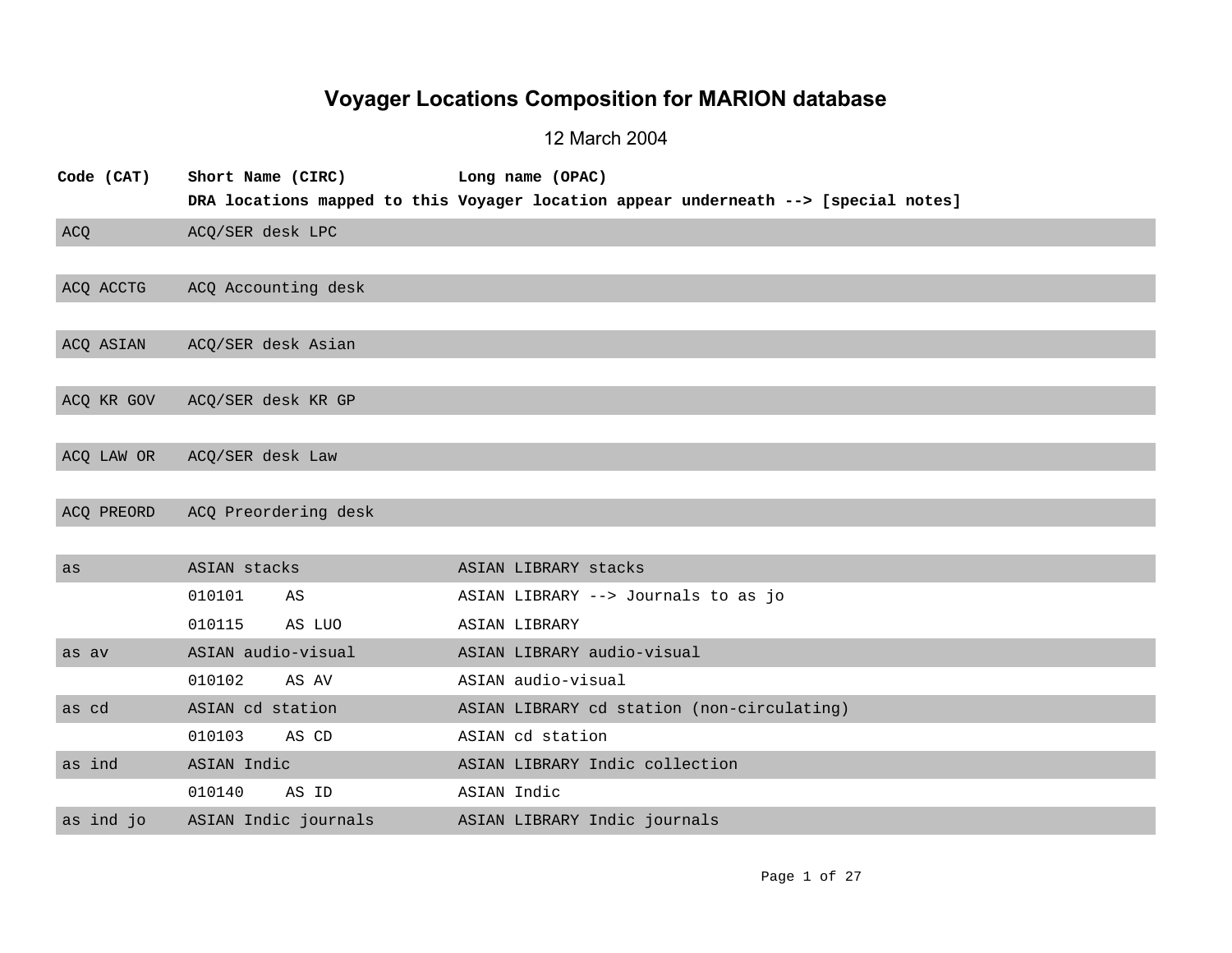# Voyager Locations Composition for MARION database

12 March 2004

| Code (CAT) | Short Name (CIRC) | | Long name (OPAC) |
|---|---|---|---|
| | **DRA locations mapped to this Voyager location appear underneath --> [special notes]** | | |
| ACQ | ACQ/SER desk LPC | | |
| ACQ ACCTG | ACQ Accounting desk | | |
| ACQ ASIAN | ACQ/SER desk Asian | | |
| ACQ KR GOV | ACQ/SER desk KR GP | | |
| ACQ LAW OR | ACQ/SER desk Law | | |
| ACQ PREORD | ACQ Preordering desk | | |
| as | ASIAN stacks | | ASIAN LIBRARY stacks |
| | 010101 | AS | ASIAN LIBRARY --> Journals to as jo |
| | 010115 | AS LUO | ASIAN LIBRARY |
| as av | ASIAN audio-visual | | ASIAN LIBRARY audio-visual |
| | 010102 | AS AV | ASIAN audio-visual |
| as cd | ASIAN cd station | | ASIAN LIBRARY cd station (non-circulating) |
| | 010103 | AS CD | ASIAN cd station |
| as ind | ASIAN Indic | | ASIAN LIBRARY Indic collection |
| | 010140 | AS ID | ASIAN Indic |
| as ind jo | ASIAN Indic journals | | ASIAN LIBRARY Indic journals |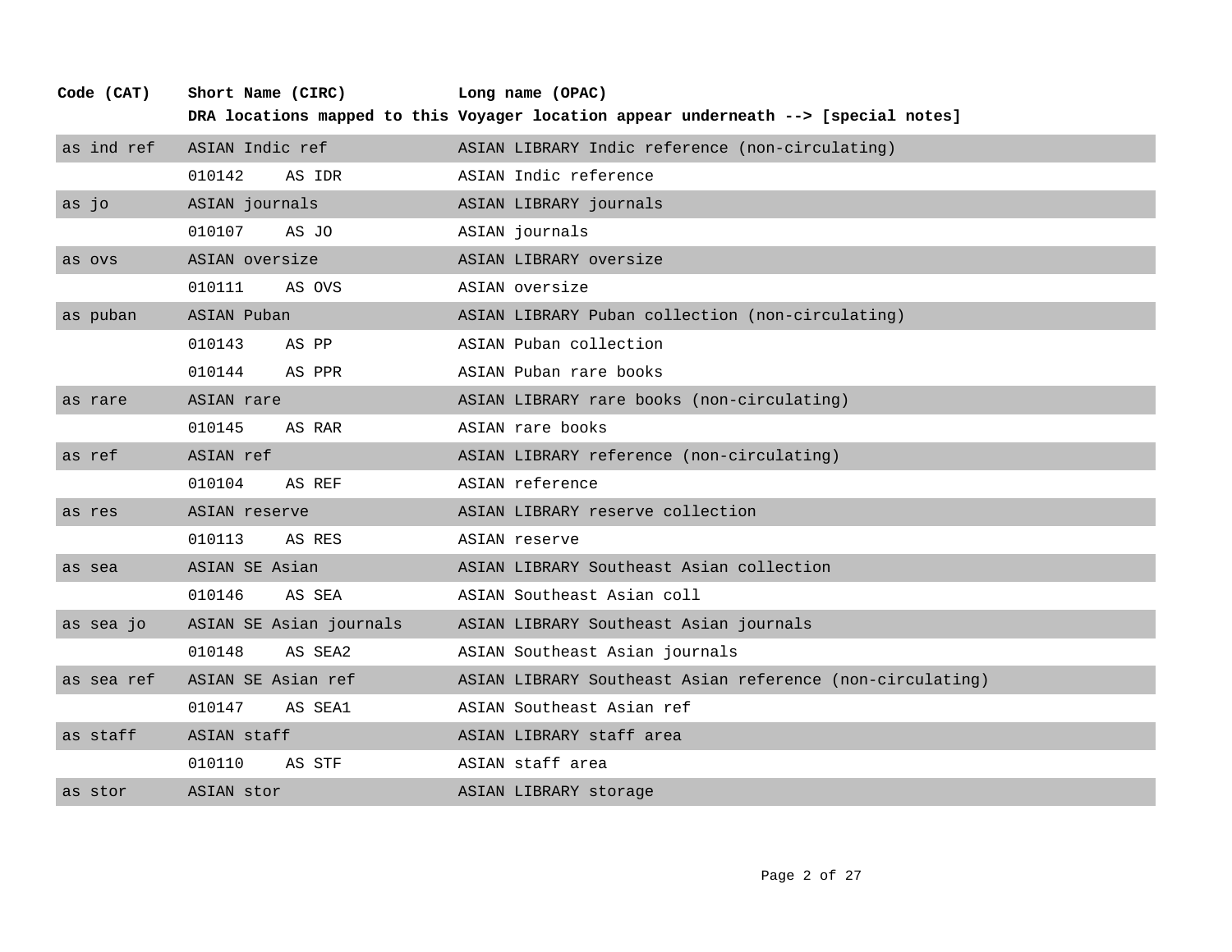| Code (CAT) | Short Name (CIRC) | | Long name (OPAC) |
|---|---|---|---|
| | DRA locations mapped to this Voyager location appear underneath --> [special notes] | | |
| as ind ref | ASIAN Indic ref | | ASIAN LIBRARY Indic reference (non-circulating) |
| | 010142 | AS IDR | ASIAN Indic reference |
| as jo | ASIAN journals | | ASIAN LIBRARY journals |
| | 010107 | AS JO | ASIAN journals |
| as ovs | ASIAN oversize | | ASIAN LIBRARY oversize |
| | 010111 | AS OVS | ASIAN oversize |
| as puban | ASIAN Puban | | ASIAN LIBRARY Puban collection (non-circulating) |
| | 010143 | AS PP | ASIAN Puban collection |
| | 010144 | AS PPR | ASIAN Puban rare books |
| as rare | ASIAN rare | | ASIAN LIBRARY rare books (non-circulating) |
| | 010145 | AS RAR | ASIAN rare books |
| as ref | ASIAN ref | | ASIAN LIBRARY reference (non-circulating) |
| | 010104 | AS REF | ASIAN reference |
| as res | ASIAN reserve | | ASIAN LIBRARY reserve collection |
| | 010113 | AS RES | ASIAN reserve |
| as sea | ASIAN SE Asian | | ASIAN LIBRARY Southeast Asian collection |
| | 010146 | AS SEA | ASIAN Southeast Asian coll |
| as sea jo | ASIAN SE Asian journals | | ASIAN LIBRARY Southeast Asian journals |
| | 010148 | AS SEA2 | ASIAN Southeast Asian journals |
| as sea ref | ASIAN SE Asian ref | | ASIAN LIBRARY Southeast Asian reference (non-circulating) |
| | 010147 | AS SEA1 | ASIAN Southeast Asian ref |
| as staff | ASIAN staff | | ASIAN LIBRARY staff area |
| | 010110 | AS STF | ASIAN staff area |
| as stor | ASIAN stor | | ASIAN LIBRARY storage |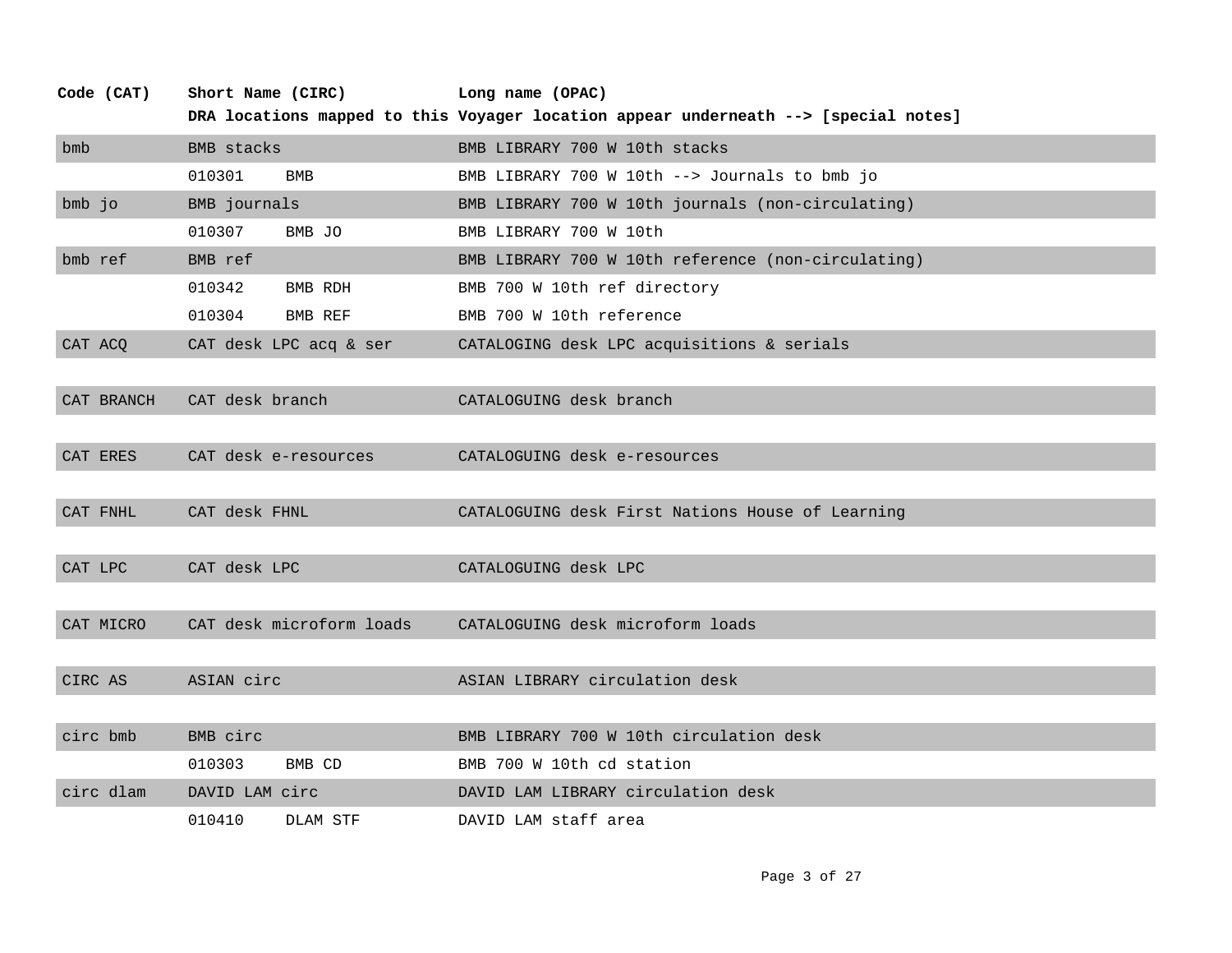| Code (CAT) | Short Name (CIRC) | | Long name (OPAC) |
|---|---|---|---|
| | **DRA locations mapped to this Voyager location appear underneath --> [special notes]** | | |
| bmb | BMB stacks | | BMB LIBRARY 700 W 10th stacks |
| | 010301 | BMB | BMB LIBRARY 700 W 10th --> Journals to bmb jo |
| bmb jo | BMB journals | | BMB LIBRARY 700 W 10th journals (non-circulating) |
| | 010307 | BMB JO | BMB LIBRARY 700 W 10th |
| bmb ref | BMB ref | | BMB LIBRARY 700 W 10th reference (non-circulating) |
| | 010342 | BMB RDH | BMB 700 W 10th ref directory |
| | 010304 | BMB REF | BMB 700 W 10th reference |
| CAT ACQ | CAT desk LPC acq & ser | | CATALOGING desk LPC acquisitions & serials |
| CAT BRANCH | CAT desk branch | | CATALOGUING desk branch |
| CAT ERES | CAT desk e-resources | | CATALOGUING desk e-resources |
| CAT FNHL | CAT desk FHNL | | CATALOGUING desk First Nations House of Learning |
| CAT LPC | CAT desk LPC | | CATALOGUING desk LPC |
| CAT MICRO | CAT desk microform loads | | CATALOGUING desk microform loads |
| CIRC AS | ASIAN circ | | ASIAN LIBRARY circulation desk |
| circ bmb | BMB circ | | BMB LIBRARY 700 W 10th circulation desk |
| | 010303 | BMB CD | BMB 700 W 10th cd station |
| circ dlam | DAVID LAM circ | | DAVID LAM LIBRARY circulation desk |
| | 010410 | DLAM STF | DAVID LAM staff area |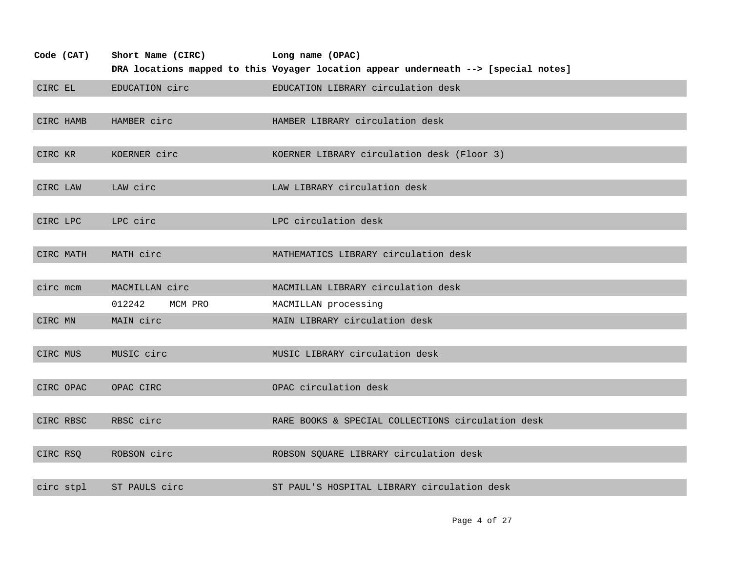| Code (CAT) | Short Name (CIRC)<br>DRA locations mapped to this Voyager location appear underneath --> [special notes] | Long name (OPAC) |
|---|---|---|
| CIRC EL | EDUCATION circ | EDUCATION LIBRARY circulation desk |
| CIRC HAMB | HAMBER circ | HAMBER LIBRARY circulation desk |
| CIRC KR | KOERNER circ | KOERNER LIBRARY circulation desk (Floor 3) |
| CIRC LAW | LAW circ | LAW LIBRARY circulation desk |
| CIRC LPC | LPC circ | LPC circulation desk |
| CIRC MATH | MATH circ | MATHEMATICS LIBRARY circulation desk |
| circ mcm | MACMILLAN circ | MACMILLAN LIBRARY circulation desk |
| | 012242 MCM PRO | MACMILLAN processing |
| CIRC MN | MAIN circ | MAIN LIBRARY circulation desk |
| CIRC MUS | MUSIC circ | MUSIC LIBRARY circulation desk |
| CIRC OPAC | OPAC CIRC | OPAC circulation desk |
| CIRC RBSC | RBSC circ | RARE BOOKS & SPECIAL COLLECTIONS circulation desk |
| CIRC RSQ | ROBSON circ | ROBSON SQUARE LIBRARY circulation desk |
| circ stpl | ST PAULS circ | ST PAUL'S HOSPITAL LIBRARY circulation desk |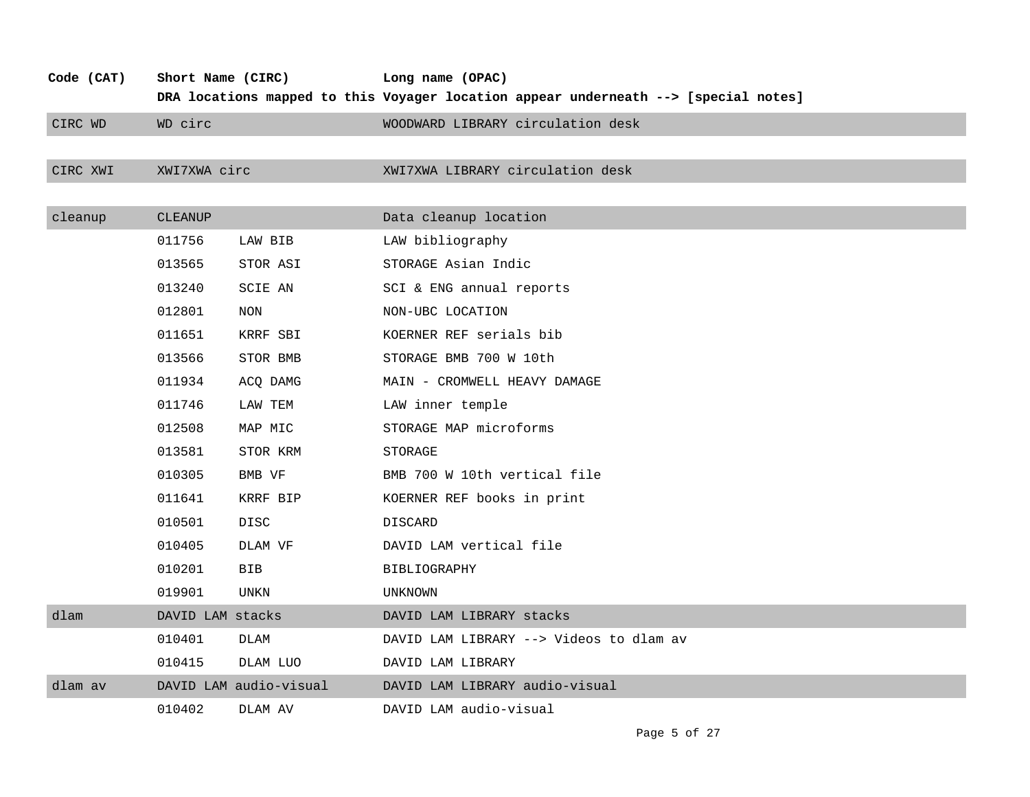| Code (CAT) | Short Name (CIRC) | | Long name (OPAC) |
|---|---|---|---|
| | **DRA locations mapped to this Voyager location appear underneath --> [special notes]** | | |
| CIRC WD | WD circ | | WOODWARD LIBRARY circulation desk |
| CIRC XWI | XWI7XWA circ | | XWI7XWA LIBRARY circulation desk |
| cleanup | CLEANUP | | Data cleanup location |
| | 011756 | LAW BIB | LAW bibliography |
| | 013565 | STOR ASI | STORAGE Asian Indic |
| | 013240 | SCIE AN | SCI & ENG annual reports |
| | 012801 | NON | NON-UBC LOCATION |
| | 011651 | KRRF SBI | KOERNER REF serials bib |
| | 013566 | STOR BMB | STORAGE BMB 700 W 10th |
| | 011934 | ACQ DAMG | MAIN - CROMWELL HEAVY DAMAGE |
| | 011746 | LAW TEM | LAW inner temple |
| | 012508 | MAP MIC | STORAGE MAP microforms |
| | 013581 | STOR KRM | STORAGE |
| | 010305 | BMB VF | BMB 700 W 10th vertical file |
| | 011641 | KRRF BIP | KOERNER REF books in print |
| | 010501 | DISC | DISCARD |
| | 010405 | DLAM VF | DAVID LAM vertical file |
| | 010201 | BIB | BIBLIOGRAPHY |
| | 019901 | UNKN | UNKNOWN |
| dlam | DAVID LAM stacks | | DAVID LAM LIBRARY stacks |
| | 010401 | DLAM | DAVID LAM LIBRARY --> Videos to dlam av |
| | 010415 | DLAM LUO | DAVID LAM LIBRARY |
| dlam av | DAVID LAM audio-visual | | DAVID LAM LIBRARY audio-visual |
| | 010402 | DLAM AV | DAVID LAM audio-visual |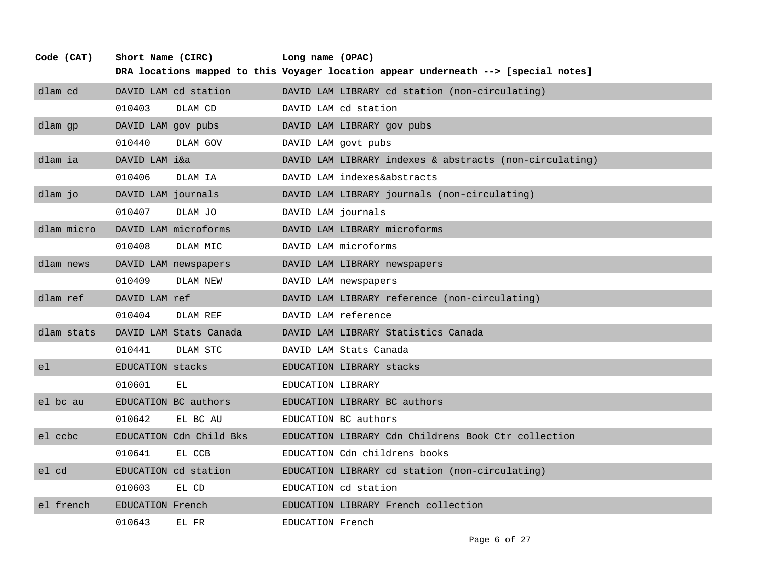| Code (CAT) | Short Name (CIRC) | | Long name (OPAC) |
|---|---|---|---|
| | **DRA locations mapped to this Voyager location appear underneath --> [special notes]** | | |
| dlam cd | DAVID LAM cd station | | DAVID LAM LIBRARY cd station (non-circulating) |
| | 010403 | DLAM CD | DAVID LAM cd station |
| dlam gp | DAVID LAM gov pubs | | DAVID LAM LIBRARY gov pubs |
| | 010440 | DLAM GOV | DAVID LAM govt pubs |
| dlam ia | DAVID LAM i&a | | DAVID LAM LIBRARY indexes & abstracts (non-circulating) |
| | 010406 | DLAM IA | DAVID LAM indexes&abstracts |
| dlam jo | DAVID LAM journals | | DAVID LAM LIBRARY journals (non-circulating) |
| | 010407 | DLAM JO | DAVID LAM journals |
| dlam micro | DAVID LAM microforms | | DAVID LAM LIBRARY microforms |
| | 010408 | DLAM MIC | DAVID LAM microforms |
| dlam news | DAVID LAM newspapers | | DAVID LAM LIBRARY newspapers |
| | 010409 | DLAM NEW | DAVID LAM newspapers |
| dlam ref | DAVID LAM ref | | DAVID LAM LIBRARY reference (non-circulating) |
| | 010404 | DLAM REF | DAVID LAM reference |
| dlam stats | DAVID LAM Stats Canada | | DAVID LAM LIBRARY Statistics Canada |
| | 010441 | DLAM STC | DAVID LAM Stats Canada |
| el | EDUCATION stacks | | EDUCATION LIBRARY stacks |
| | 010601 | EL | EDUCATION LIBRARY |
| el bc au | EDUCATION BC authors | | EDUCATION LIBRARY BC authors |
| | 010642 | EL BC AU | EDUCATION BC authors |
| el ccbc | EDUCATION Cdn Child Bks | | EDUCATION LIBRARY Cdn Childrens Book Ctr collection |
| | 010641 | EL CCB | EDUCATION Cdn childrens books |
| el cd | EDUCATION cd station | | EDUCATION LIBRARY cd station (non-circulating) |
| | 010603 | EL CD | EDUCATION cd station |
| el french | EDUCATION French | | EDUCATION LIBRARY French collection |
| | 010643 | EL FR | EDUCATION French |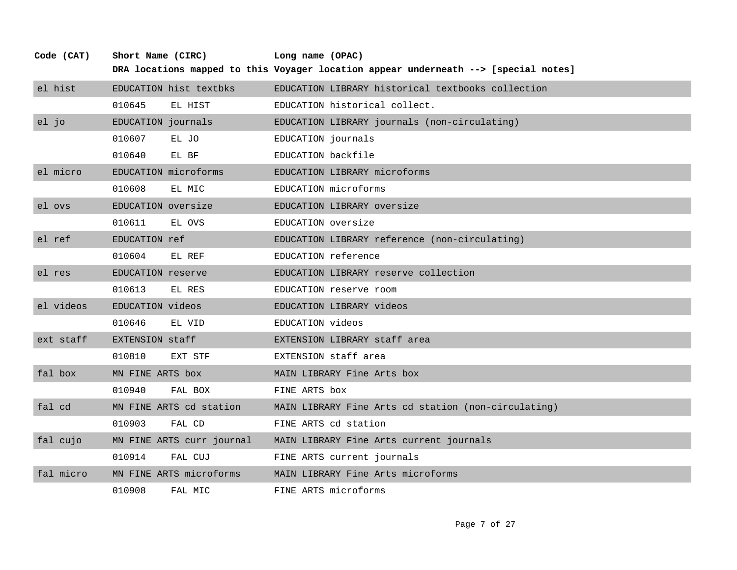| Code (CAT) | Short Name (CIRC) | | Long name (OPAC) |
|---|---|---|---|
| | **DRA locations mapped to this Voyager location appear underneath --> [special notes]** | | |
| el hist | EDUCATION hist textbks | | EDUCATION LIBRARY historical textbooks collection |
| | 010645 | EL HIST | EDUCATION historical collect. |
| el jo | EDUCATION journals | | EDUCATION LIBRARY journals (non-circulating) |
| | 010607 | EL JO | EDUCATION journals |
| | 010640 | EL BF | EDUCATION backfile |
| el micro | EDUCATION microforms | | EDUCATION LIBRARY microforms |
| | 010608 | EL MIC | EDUCATION microforms |
| el ovs | EDUCATION oversize | | EDUCATION LIBRARY oversize |
| | 010611 | EL OVS | EDUCATION oversize |
| el ref | EDUCATION ref | | EDUCATION LIBRARY reference (non-circulating) |
| | 010604 | EL REF | EDUCATION reference |
| el res | EDUCATION reserve | | EDUCATION LIBRARY reserve collection |
| | 010613 | EL RES | EDUCATION reserve room |
| el videos | EDUCATION videos | | EDUCATION LIBRARY videos |
| | 010646 | EL VID | EDUCATION videos |
| ext staff | EXTENSION staff | | EXTENSION LIBRARY staff area |
| | 010810 | EXT STF | EXTENSION staff area |
| fal box | MN FINE ARTS box | | MAIN LIBRARY Fine Arts box |
| | 010940 | FAL BOX | FINE ARTS box |
| fal cd | MN FINE ARTS cd station | | MAIN LIBRARY Fine Arts cd station (non-circulating) |
| | 010903 | FAL CD | FINE ARTS cd station |
| fal cujo | MN FINE ARTS curr journal | | MAIN LIBRARY Fine Arts current journals |
| | 010914 | FAL CUJ | FINE ARTS current journals |
| fal micro | MN FINE ARTS microforms | | MAIN LIBRARY Fine Arts microforms |
| | 010908 | FAL MIC | FINE ARTS microforms |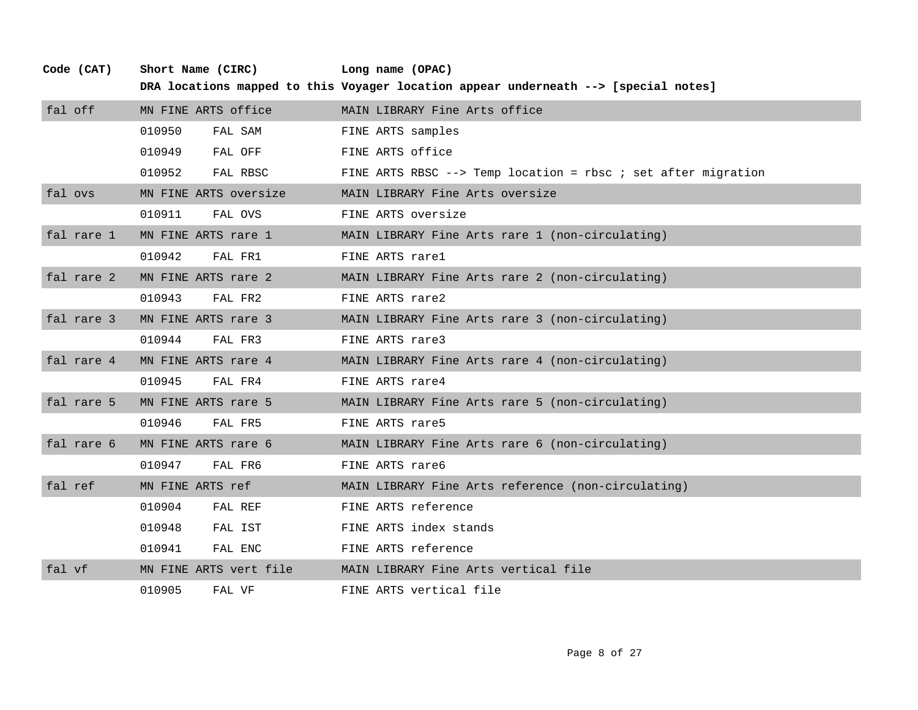| Code (CAT) | Short Name (CIRC) | | Long name (OPAC) |
|---|---|---|---|
| | **DRA locations mapped to this Voyager location appear underneath --> [special notes]** | | |
| fal off | MN FINE ARTS office | | MAIN LIBRARY Fine Arts office |
| | 010950 | FAL SAM | FINE ARTS samples |
| | 010949 | FAL OFF | FINE ARTS office |
| | 010952 | FAL RBSC | FINE ARTS RBSC --> Temp location = rbsc ; set after migration |
| fal ovs | MN FINE ARTS oversize | | MAIN LIBRARY Fine Arts oversize |
| | 010911 | FAL OVS | FINE ARTS oversize |
| fal rare 1 | MN FINE ARTS rare 1 | | MAIN LIBRARY Fine Arts rare 1 (non-circulating) |
| | 010942 | FAL FR1 | FINE ARTS rare1 |
| fal rare 2 | MN FINE ARTS rare 2 | | MAIN LIBRARY Fine Arts rare 2 (non-circulating) |
| | 010943 | FAL FR2 | FINE ARTS rare2 |
| fal rare 3 | MN FINE ARTS rare 3 | | MAIN LIBRARY Fine Arts rare 3 (non-circulating) |
| | 010944 | FAL FR3 | FINE ARTS rare3 |
| fal rare 4 | MN FINE ARTS rare 4 | | MAIN LIBRARY Fine Arts rare 4 (non-circulating) |
| | 010945 | FAL FR4 | FINE ARTS rare4 |
| fal rare 5 | MN FINE ARTS rare 5 | | MAIN LIBRARY Fine Arts rare 5 (non-circulating) |
| | 010946 | FAL FR5 | FINE ARTS rare5 |
| fal rare 6 | MN FINE ARTS rare 6 | | MAIN LIBRARY Fine Arts rare 6 (non-circulating) |
| | 010947 | FAL FR6 | FINE ARTS rare6 |
| fal ref | MN FINE ARTS ref | | MAIN LIBRARY Fine Arts reference (non-circulating) |
| | 010904 | FAL REF | FINE ARTS reference |
| | 010948 | FAL IST | FINE ARTS index stands |
| | 010941 | FAL ENC | FINE ARTS reference |
| fal vf | MN FINE ARTS vert file | | MAIN LIBRARY Fine Arts vertical file |
| | 010905 | FAL VF | FINE ARTS vertical file |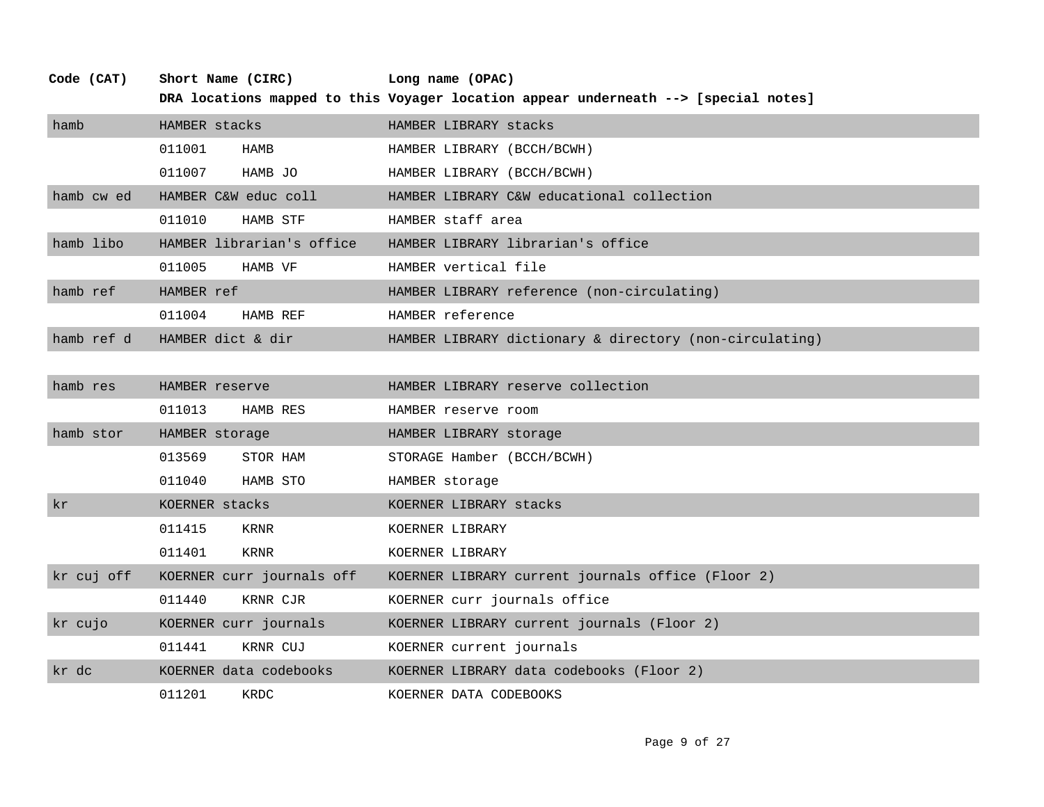| Code (CAT) | Short Name (CIRC) | | Long name (OPAC) |
|---|---|---|---|
| | DRA locations mapped to this Voyager location appear underneath --> [special notes] | | |
| hamb | HAMBER stacks | | HAMBER LIBRARY stacks |
| | 011001 | HAMB | HAMBER LIBRARY (BCCH/BCWH) |
| | 011007 | HAMB JO | HAMBER LIBRARY (BCCH/BCWH) |
| hamb cw ed | HAMBER C&W educ coll | | HAMBER LIBRARY C&W educational collection |
| | 011010 | HAMB STF | HAMBER staff area |
| hamb libo | HAMBER librarian's office | | HAMBER LIBRARY librarian's office |
| | 011005 | HAMB VF | HAMBER vertical file |
| hamb ref | HAMBER ref | | HAMBER LIBRARY reference (non-circulating) |
| | 011004 | HAMB REF | HAMBER reference |
| hamb ref d | HAMBER dict & dir | | HAMBER LIBRARY dictionary & directory (non-circulating) |
| hamb res | HAMBER reserve | | HAMBER LIBRARY reserve collection |
| | 011013 | HAMB RES | HAMBER reserve room |
| hamb stor | HAMBER storage | | HAMBER LIBRARY storage |
| | 013569 | STOR HAM | STORAGE Hamber (BCCH/BCWH) |
| | 011040 | HAMB STO | HAMBER storage |
| kr | KOERNER stacks | | KOERNER LIBRARY stacks |
| | 011415 | KRNR | KOERNER LIBRARY |
| | 011401 | KRNR | KOERNER LIBRARY |
| kr cuj off | KOERNER curr journals off | | KOERNER LIBRARY current journals office (Floor 2) |
| | 011440 | KRNR CJR | KOERNER curr journals office |
| kr cujo | KOERNER curr journals | | KOERNER LIBRARY current journals (Floor 2) |
| | 011441 | KRNR CUJ | KOERNER current journals |
| kr dc | KOERNER data codebooks | | KOERNER LIBRARY data codebooks (Floor 2) |
| | 011201 | KRDC | KOERNER DATA CODEBOOKS |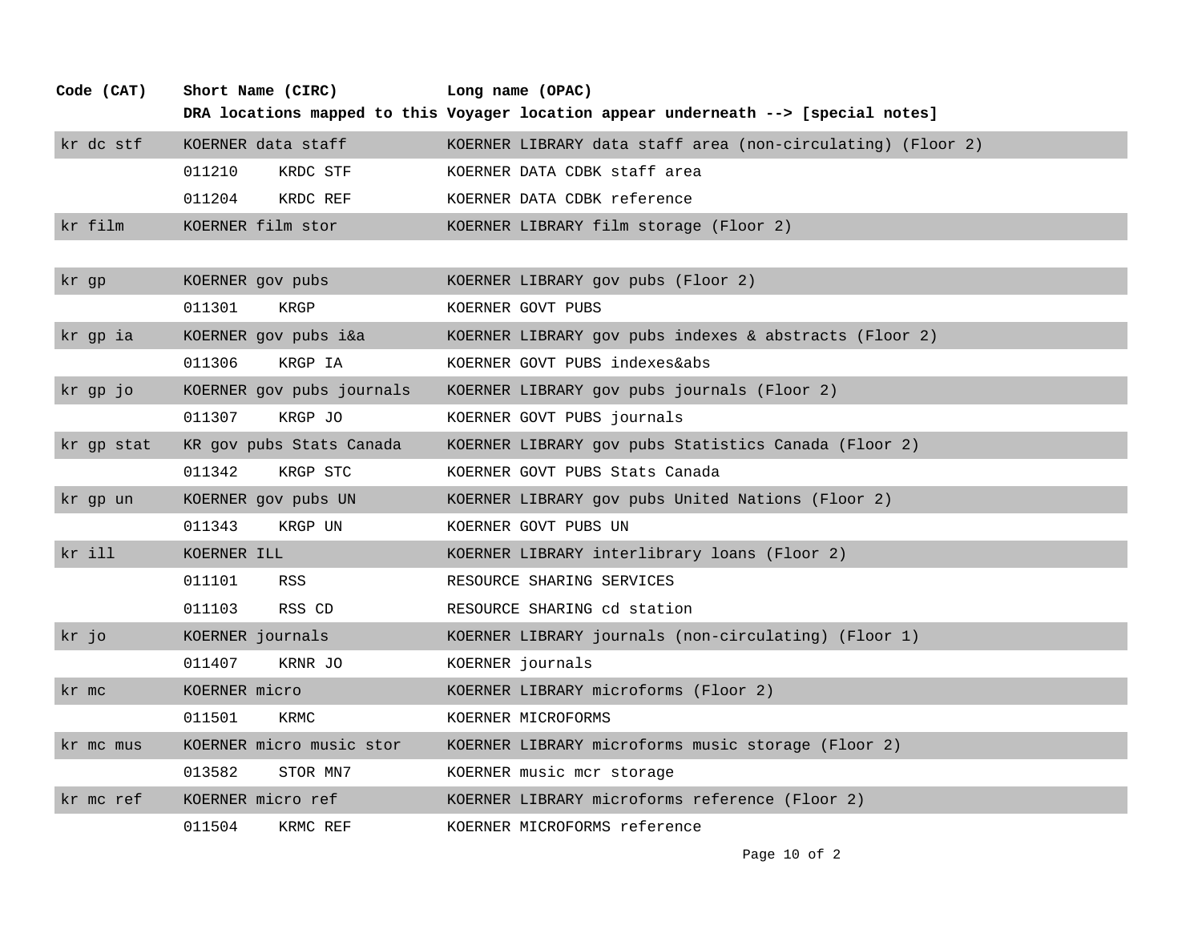| Code (CAT) | Short Name (CIRC) | | Long name (OPAC) |
|---|---|---|---|
| | DRA locations mapped to this Voyager location appear underneath --> [special notes] | | |
| kr dc stf | KOERNER data staff | | KOERNER LIBRARY data staff area (non-circulating) (Floor 2) |
| | 011210 | KRDC STF | KOERNER DATA CDBK staff area |
| | 011204 | KRDC REF | KOERNER DATA CDBK reference |
| kr film | KOERNER film stor | | KOERNER LIBRARY film storage (Floor 2) |
| kr gp | KOERNER gov pubs | | KOERNER LIBRARY gov pubs (Floor 2) |
| | 011301 | KRGP | KOERNER GOVT PUBS |
| kr gp ia | KOERNER gov pubs i&a | | KOERNER LIBRARY gov pubs indexes & abstracts (Floor 2) |
| | 011306 | KRGP IA | KOERNER GOVT PUBS indexes&abs |
| kr gp jo | KOERNER gov pubs journals | | KOERNER LIBRARY gov pubs journals (Floor 2) |
| | 011307 | KRGP JO | KOERNER GOVT PUBS journals |
| kr gp stat | KR gov pubs Stats Canada | | KOERNER LIBRARY gov pubs Statistics Canada (Floor 2) |
| | 011342 | KRGP STC | KOERNER GOVT PUBS Stats Canada |
| kr gp un | KOERNER gov pubs UN | | KOERNER LIBRARY gov pubs United Nations (Floor 2) |
| | 011343 | KRGP UN | KOERNER GOVT PUBS UN |
| kr ill | KOERNER ILL | | KOERNER LIBRARY interlibrary loans (Floor 2) |
| | 011101 | RSS | RESOURCE SHARING SERVICES |
| | 011103 | RSS CD | RESOURCE SHARING cd station |
| kr jo | KOERNER journals | | KOERNER LIBRARY journals (non-circulating) (Floor 1) |
| | 011407 | KRNR JO | KOERNER journals |
| kr mc | KOERNER micro | | KOERNER LIBRARY microforms (Floor 2) |
| | 011501 | KRMC | KOERNER MICROFORMS |
| kr mc mus | KOERNER micro music stor | | KOERNER LIBRARY microforms music storage (Floor 2) |
| | 013582 | STOR MN7 | KOERNER music mcr storage |
| kr mc ref | KOERNER micro ref | | KOERNER LIBRARY microforms reference (Floor 2) |
| | 011504 | KRMC REF | KOERNER MICROFORMS reference |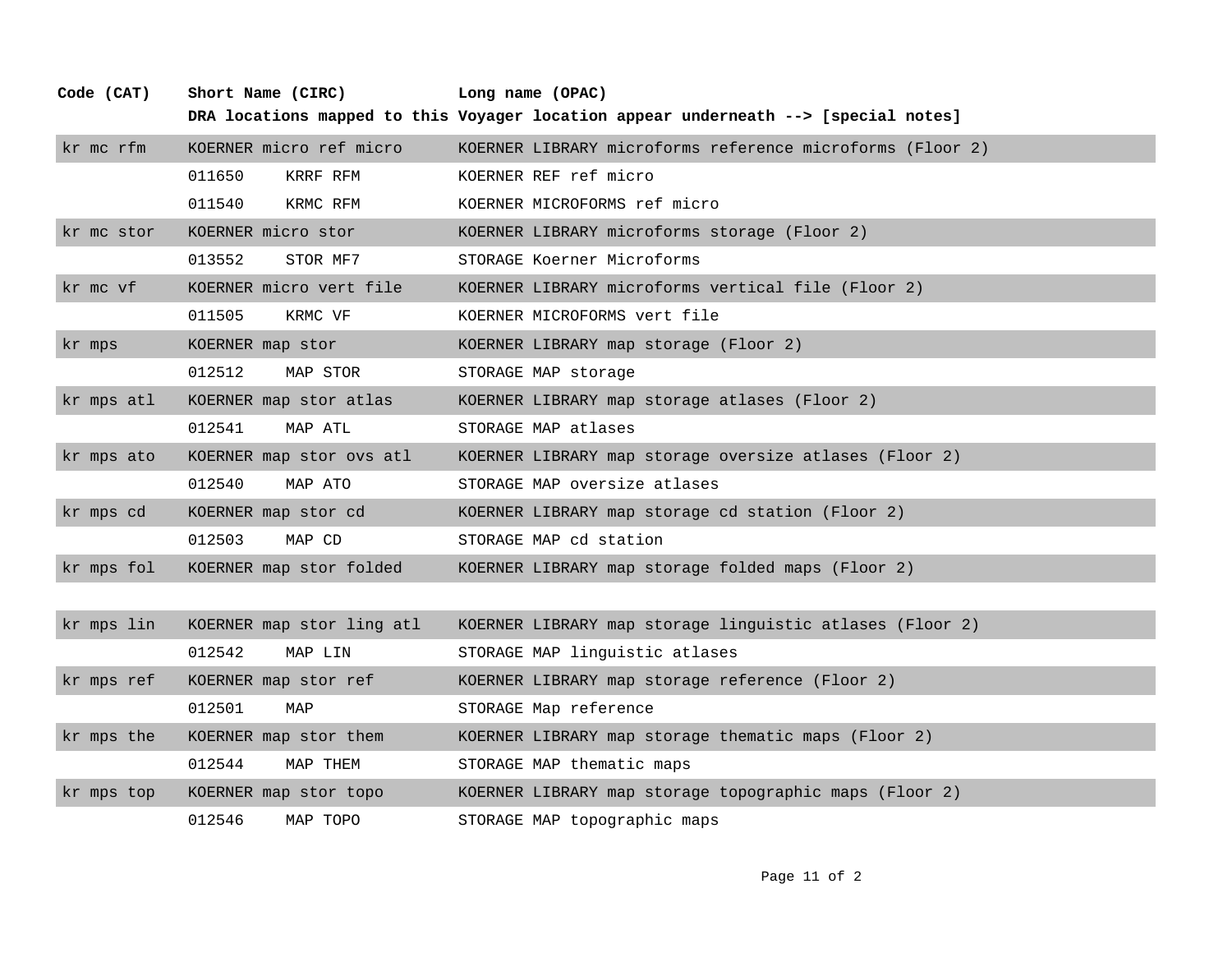| Code (CAT) | Short Name (CIRC) | | Long name (OPAC) |
|---|---|---|---|
| | **DRA locations mapped to this Voyager location appear underneath --> [special notes]** | | |
| kr mc rfm | KOERNER micro ref micro | | KOERNER LIBRARY microforms reference microforms (Floor 2) |
| | 011650 | KRRF RFM | KOERNER REF ref micro |
| | 011540 | KRMC RFM | KOERNER MICROFORMS ref micro |
| kr mc stor | KOERNER micro stor | | KOERNER LIBRARY microforms storage (Floor 2) |
| | 013552 | STOR MF7 | STORAGE Koerner Microforms |
| kr mc vf | KOERNER micro vert file | | KOERNER LIBRARY microforms vertical file (Floor 2) |
| | 011505 | KRMC VF | KOERNER MICROFORMS vert file |
| kr mps | KOERNER map stor | | KOERNER LIBRARY map storage (Floor 2) |
| | 012512 | MAP STOR | STORAGE MAP storage |
| kr mps atl | KOERNER map stor atlas | | KOERNER LIBRARY map storage atlases (Floor 2) |
| | 012541 | MAP ATL | STORAGE MAP atlases |
| kr mps ato | KOERNER map stor ovs atl | | KOERNER LIBRARY map storage oversize atlases (Floor 2) |
| | 012540 | MAP ATO | STORAGE MAP oversize atlases |
| kr mps cd | KOERNER map stor cd | | KOERNER LIBRARY map storage cd station (Floor 2) |
| | 012503 | MAP CD | STORAGE MAP cd station |
| kr mps fol | KOERNER map stor folded | | KOERNER LIBRARY map storage folded maps (Floor 2) |
| | | | |
| kr mps lin | KOERNER map stor ling atl | | KOERNER LIBRARY map storage linguistic atlases (Floor 2) |
| | 012542 | MAP LIN | STORAGE MAP linguistic atlases |
| kr mps ref | KOERNER map stor ref | | KOERNER LIBRARY map storage reference (Floor 2) |
| | 012501 | MAP | STORAGE Map reference |
| kr mps the | KOERNER map stor them | | KOERNER LIBRARY map storage thematic maps (Floor 2) |
| | 012544 | MAP THEM | STORAGE MAP thematic maps |
| kr mps top | KOERNER map stor topo | | KOERNER LIBRARY map storage topographic maps (Floor 2) |
| | 012546 | MAP TOPO | STORAGE MAP topographic maps |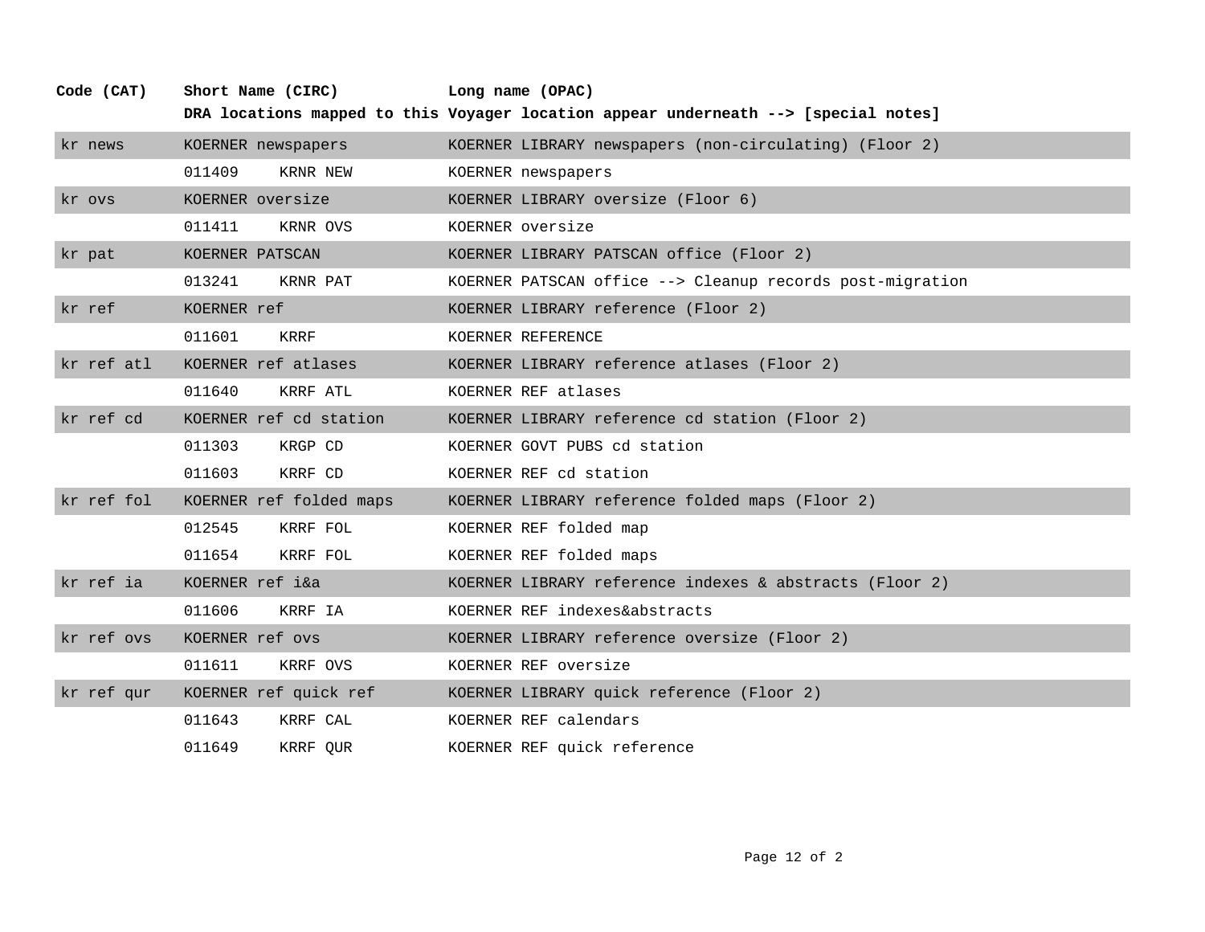| Code (CAT) | Short Name (CIRC) | | Long name (OPAC) |
|---|---|---|---|
| | DRA locations mapped to this Voyager location appear underneath --> [special notes] | | |
| kr news | KOERNER newspapers | | KOERNER LIBRARY newspapers (non-circulating) (Floor 2) |
| | 011409 | KRNR NEW | KOERNER newspapers |
| kr ovs | KOERNER oversize | | KOERNER LIBRARY oversize (Floor 6) |
| | 011411 | KRNR OVS | KOERNER oversize |
| kr pat | KOERNER PATSCAN | | KOERNER LIBRARY PATSCAN office (Floor 2) |
| | 013241 | KRNR PAT | KOERNER PATSCAN office --> Cleanup records post-migration |
| kr ref | KOERNER ref | | KOERNER LIBRARY reference (Floor 2) |
| | 011601 | KRRF | KOERNER REFERENCE |
| kr ref atl | KOERNER ref atlases | | KOERNER LIBRARY reference atlases (Floor 2) |
| | 011640 | KRRF ATL | KOERNER REF atlases |
| kr ref cd | KOERNER ref cd station | | KOERNER LIBRARY reference cd station (Floor 2) |
| | 011303 | KRGP CD | KOERNER GOVT PUBS cd station |
| | 011603 | KRRF CD | KOERNER REF cd station |
| kr ref fol | KOERNER ref folded maps | | KOERNER LIBRARY reference folded maps (Floor 2) |
| | 012545 | KRRF FOL | KOERNER REF folded map |
| | 011654 | KRRF FOL | KOERNER REF folded maps |
| kr ref ia | KOERNER ref i&a | | KOERNER LIBRARY reference indexes & abstracts (Floor 2) |
| | 011606 | KRRF IA | KOERNER REF indexes&abstracts |
| kr ref ovs | KOERNER ref ovs | | KOERNER LIBRARY reference oversize (Floor 2) |
| | 011611 | KRRF OVS | KOERNER REF oversize |
| kr ref qur | KOERNER ref quick ref | | KOERNER LIBRARY quick reference (Floor 2) |
| | 011643 | KRRF CAL | KOERNER REF calendars |
| | 011649 | KRRF QUR | KOERNER REF quick reference |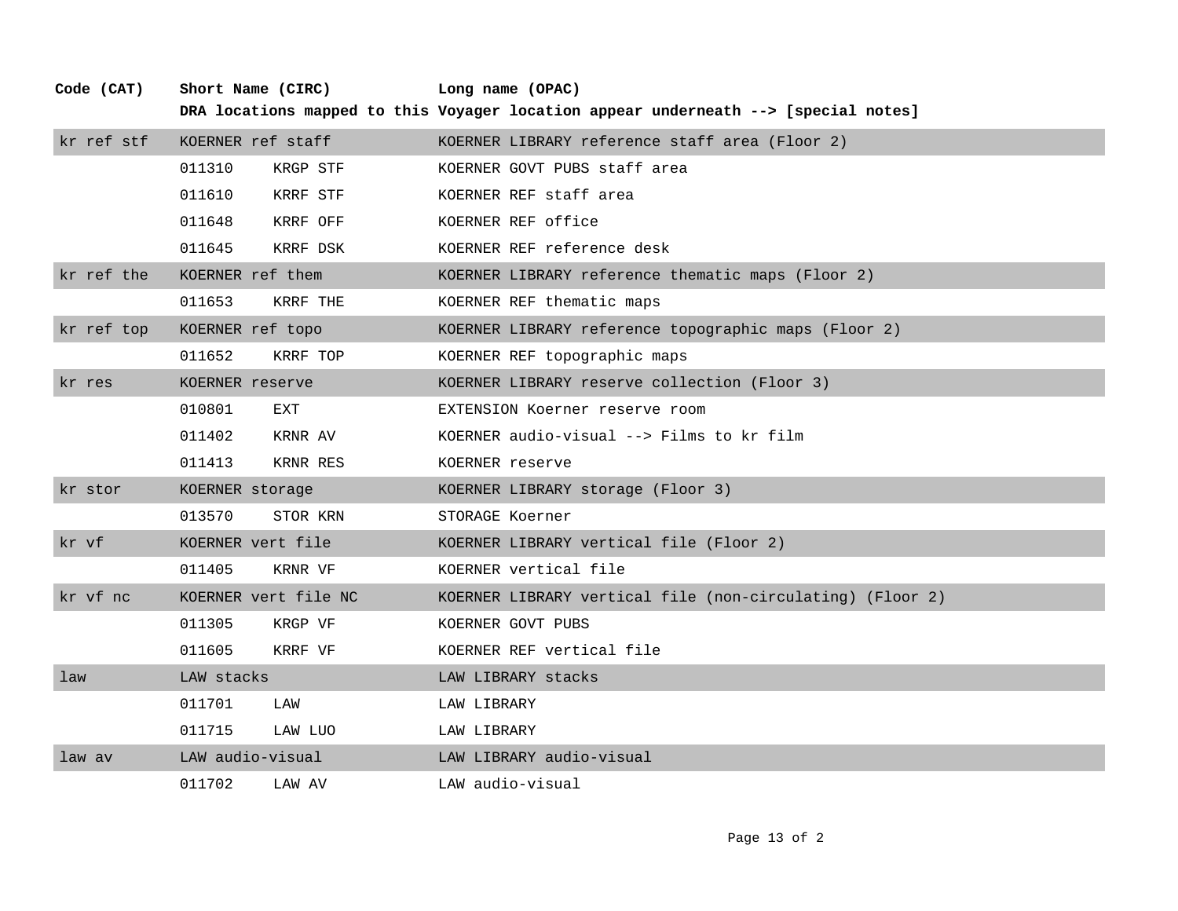| Code (CAT) | Short Name (CIRC) | | Long name (OPAC) |
|---|---|---|---|
| | **DRA locations mapped to this Voyager location appear underneath --> [special notes]** | | |
| kr ref stf | KOERNER ref staff | | KOERNER LIBRARY reference staff area (Floor 2) |
| | 011310 | KRGP STF | KOERNER GOVT PUBS staff area |
| | 011610 | KRRF STF | KOERNER REF staff area |
| | 011648 | KRRF OFF | KOERNER REF office |
| | 011645 | KRRF DSK | KOERNER REF reference desk |
| kr ref the | KOERNER ref them | | KOERNER LIBRARY reference thematic maps (Floor 2) |
| | 011653 | KRRF THE | KOERNER REF thematic maps |
| kr ref top | KOERNER ref topo | | KOERNER LIBRARY reference topographic maps (Floor 2) |
| | 011652 | KRRF TOP | KOERNER REF topographic maps |
| kr res | KOERNER reserve | | KOERNER LIBRARY reserve collection (Floor 3) |
| | 010801 | EXT | EXTENSION Koerner reserve room |
| | 011402 | KRNR AV | KOERNER audio-visual --> Films to kr film |
| | 011413 | KRNR RES | KOERNER reserve |
| kr stor | KOERNER storage | | KOERNER LIBRARY storage (Floor 3) |
| | 013570 | STOR KRN | STORAGE Koerner |
| kr vf | KOERNER vert file | | KOERNER LIBRARY vertical file (Floor 2) |
| | 011405 | KRNR VF | KOERNER vertical file |
| kr vf nc | KOERNER vert file NC | | KOERNER LIBRARY vertical file (non-circulating) (Floor 2) |
| | 011305 | KRGP VF | KOERNER GOVT PUBS |
| | 011605 | KRRF VF | KOERNER REF vertical file |
| law | LAW stacks | | LAW LIBRARY stacks |
| | 011701 | LAW | LAW LIBRARY |
| | 011715 | LAW LUO | LAW LIBRARY |
| law av | LAW audio-visual | | LAW LIBRARY audio-visual |
| | 011702 | LAW AV | LAW audio-visual |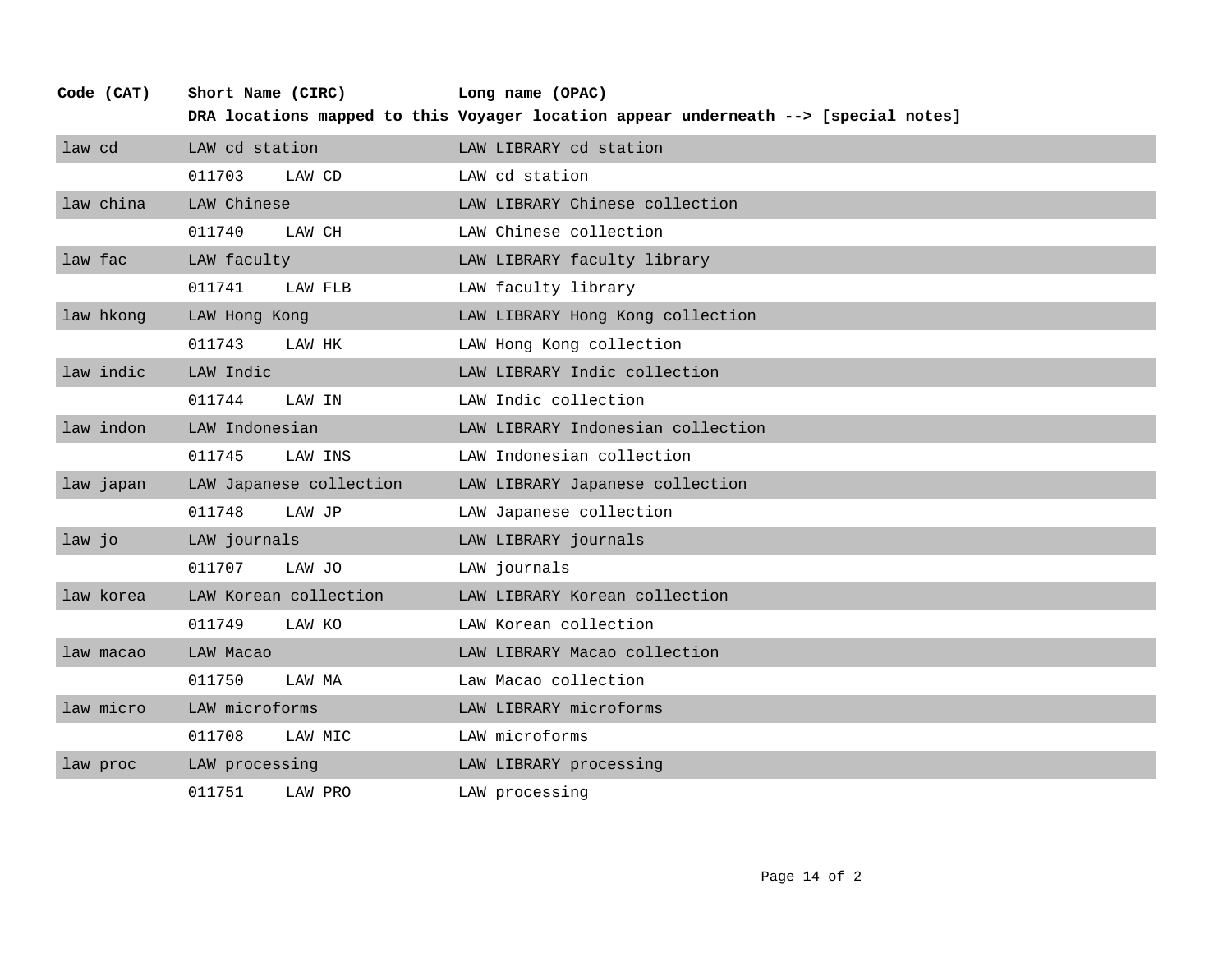| Code (CAT) | Short Name (CIRC) | | Long name (OPAC) |
|---|---|---|---|
| | DRA locations mapped to this Voyager location appear underneath --> [special notes] | | |
| law cd | LAW cd station | | LAW LIBRARY cd station |
| | 011703 | LAW CD | LAW cd station |
| law china | LAW Chinese | | LAW LIBRARY Chinese collection |
| | 011740 | LAW CH | LAW Chinese collection |
| law fac | LAW faculty | | LAW LIBRARY faculty library |
| | 011741 | LAW FLB | LAW faculty library |
| law hkong | LAW Hong Kong | | LAW LIBRARY Hong Kong collection |
| | 011743 | LAW HK | LAW Hong Kong collection |
| law indic | LAW Indic | | LAW LIBRARY Indic collection |
| | 011744 | LAW IN | LAW Indic collection |
| law indon | LAW Indonesian | | LAW LIBRARY Indonesian collection |
| | 011745 | LAW INS | LAW Indonesian collection |
| law japan | LAW Japanese collection | | LAW LIBRARY Japanese collection |
| | 011748 | LAW JP | LAW Japanese collection |
| law jo | LAW journals | | LAW LIBRARY journals |
| | 011707 | LAW JO | LAW journals |
| law korea | LAW Korean collection | | LAW LIBRARY Korean collection |
| | 011749 | LAW KO | LAW Korean collection |
| law macao | LAW Macao | | LAW LIBRARY Macao collection |
| | 011750 | LAW MA | Law Macao collection |
| law micro | LAW microforms | | LAW LIBRARY microforms |
| | 011708 | LAW MIC | LAW microforms |
| law proc | LAW processing | | LAW LIBRARY processing |
| | 011751 | LAW PRO | LAW processing |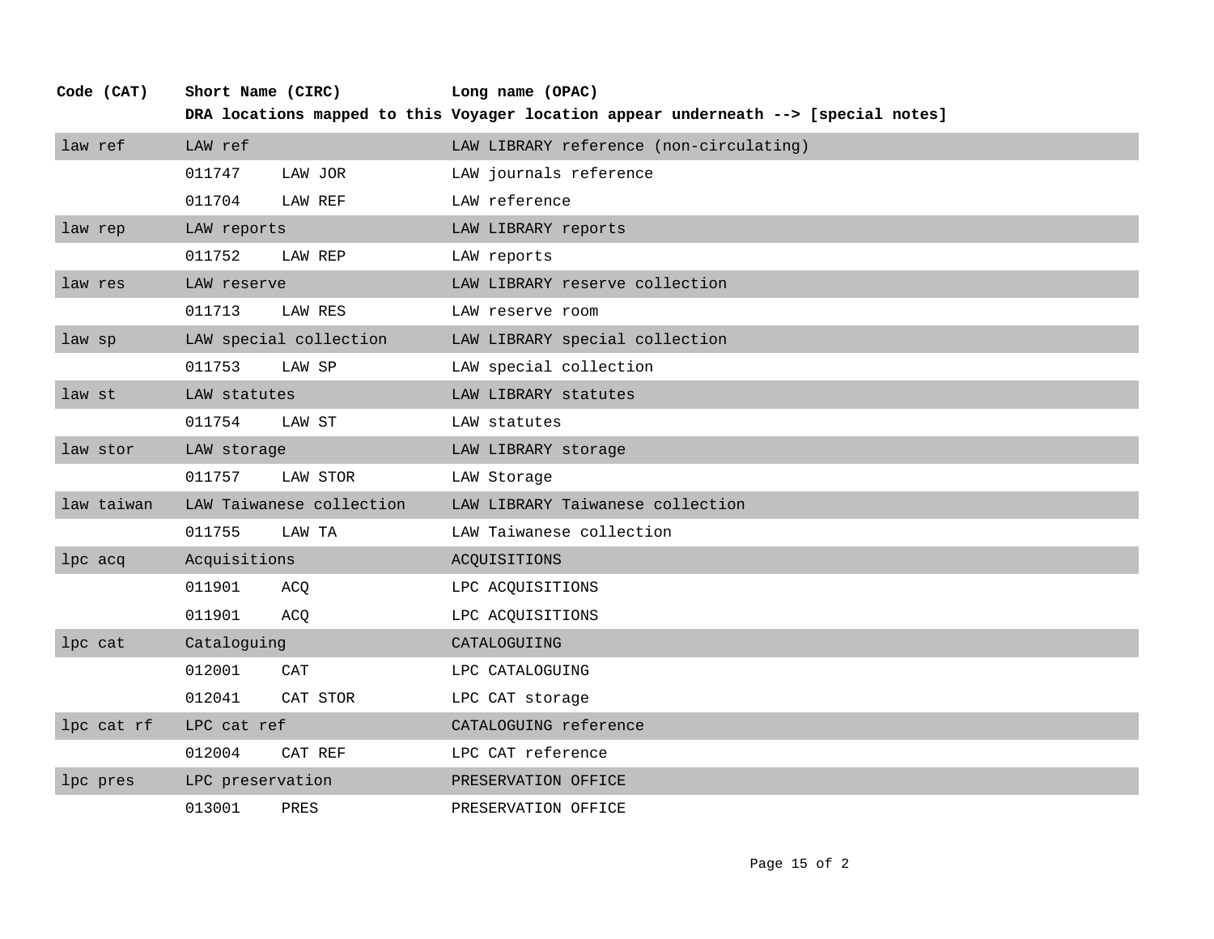| Code (CAT) | Short Name (CIRC) | | Long name (OPAC) |
|---|---|---|---|
| | **DRA locations mapped to this Voyager location appear underneath --> [special notes]** | | |
| law ref | LAW ref | | LAW LIBRARY reference (non-circulating) |
| | 011747 | LAW JOR | LAW journals reference |
| | 011704 | LAW REF | LAW reference |
| law rep | LAW reports | | LAW LIBRARY reports |
| | 011752 | LAW REP | LAW reports |
| law res | LAW reserve | | LAW LIBRARY reserve collection |
| | 011713 | LAW RES | LAW reserve room |
| law sp | LAW special collection | | LAW LIBRARY special collection |
| | 011753 | LAW SP | LAW special collection |
| law st | LAW statutes | | LAW LIBRARY statutes |
| | 011754 | LAW ST | LAW statutes |
| law stor | LAW storage | | LAW LIBRARY storage |
| | 011757 | LAW STOR | LAW Storage |
| law taiwan | LAW Taiwanese collection | | LAW LIBRARY Taiwanese collection |
| | 011755 | LAW TA | LAW Taiwanese collection |
| lpc acq | Acquisitions | | ACQUISITIONS |
| | 011901 | ACQ | LPC ACQUISITIONS |
| | 011901 | ACQ | LPC ACQUISITIONS |
| lpc cat | Cataloguing | | CATALOGUIING |
| | 012001 | CAT | LPC CATALOGUING |
| | 012041 | CAT STOR | LPC CAT storage |
| lpc cat rf | LPC cat ref | | CATALOGUING reference |
| | 012004 | CAT REF | LPC CAT reference |
| lpc pres | LPC preservation | | PRESERVATION OFFICE |
| | 013001 | PRES | PRESERVATION OFFICE |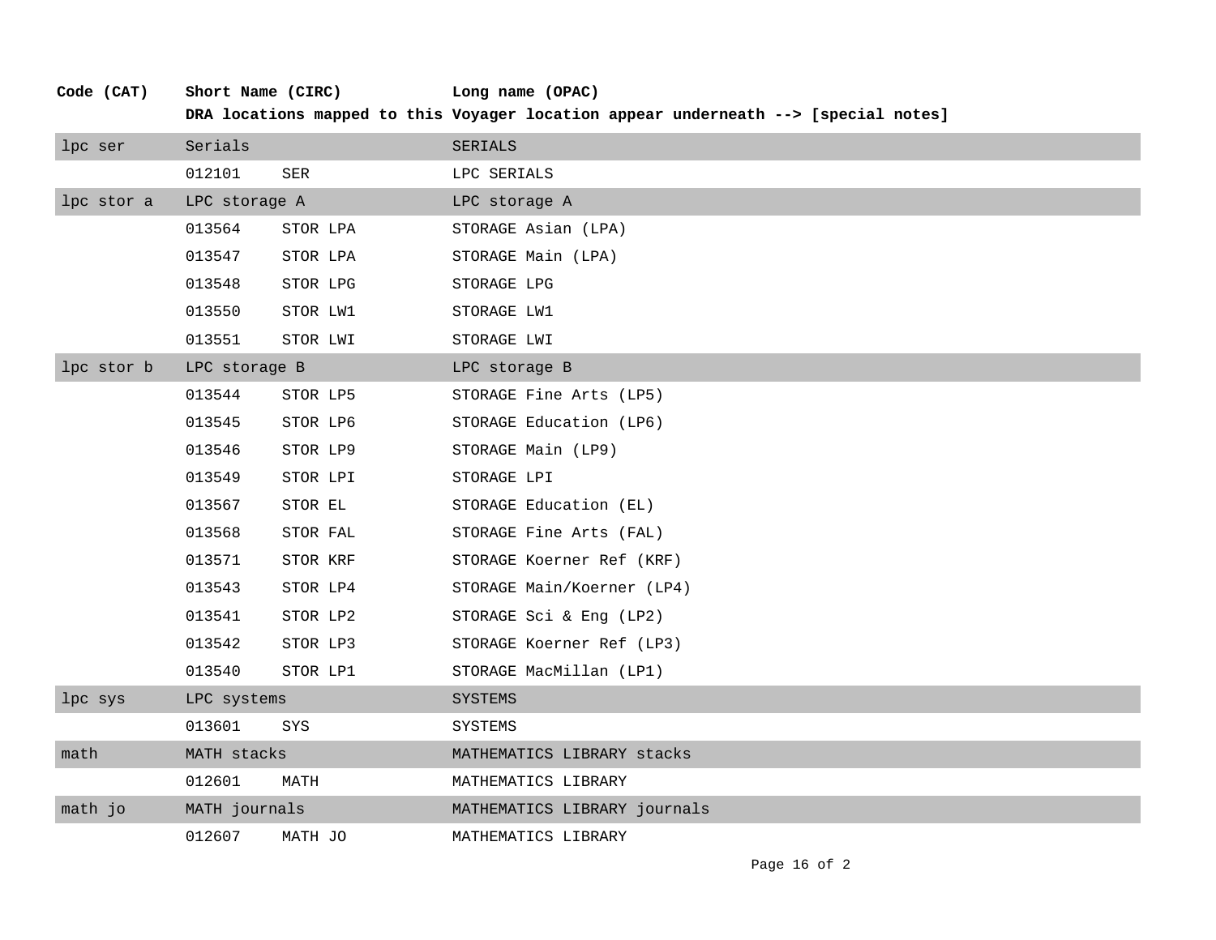| Code (CAT) | Short Name (CIRC) | | Long name (OPAC) |
|---|---|---|---|
| | **DRA locations mapped to this Voyager location appear underneath --> [special notes]** | | |
| lpc ser | Serials | | SERIALS |
| | 012101 | SER | LPC SERIALS |
| lpc stor a | LPC storage A | | LPC storage A |
| | 013564 | STOR LPA | STORAGE Asian (LPA) |
| | 013547 | STOR LPA | STORAGE Main (LPA) |
| | 013548 | STOR LPG | STORAGE LPG |
| | 013550 | STOR LW1 | STORAGE LW1 |
| | 013551 | STOR LWI | STORAGE LWI |
| lpc stor b | LPC storage B | | LPC storage B |
| | 013544 | STOR LP5 | STORAGE Fine Arts (LP5) |
| | 013545 | STOR LP6 | STORAGE Education (LP6) |
| | 013546 | STOR LP9 | STORAGE Main (LP9) |
| | 013549 | STOR LPI | STORAGE LPI |
| | 013567 | STOR EL | STORAGE Education (EL) |
| | 013568 | STOR FAL | STORAGE Fine Arts (FAL) |
| | 013571 | STOR KRF | STORAGE Koerner Ref (KRF) |
| | 013543 | STOR LP4 | STORAGE Main/Koerner (LP4) |
| | 013541 | STOR LP2 | STORAGE Sci & Eng (LP2) |
| | 013542 | STOR LP3 | STORAGE Koerner Ref (LP3) |
| | 013540 | STOR LP1 | STORAGE MacMillan (LP1) |
| lpc sys | LPC systems | | SYSTEMS |
| | 013601 | SYS | SYSTEMS |
| math | MATH stacks | | MATHEMATICS LIBRARY stacks |
| | 012601 | MATH | MATHEMATICS LIBRARY |
| math jo | MATH journals | | MATHEMATICS LIBRARY journals |
| | 012607 | MATH JO | MATHEMATICS LIBRARY |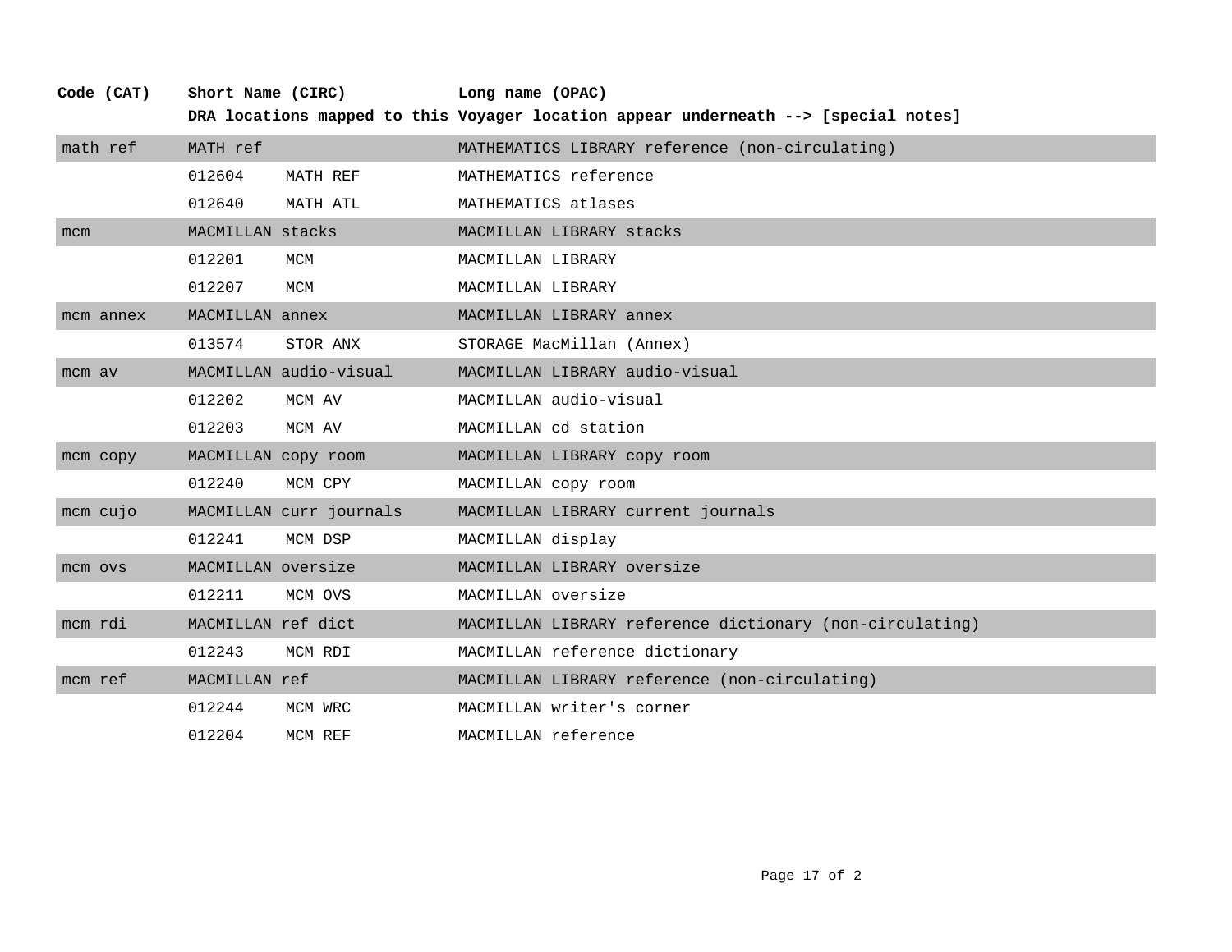| Code (CAT) | Short Name (CIRC) | | Long name (OPAC) |
|---|---|---|---|
| | **DRA locations mapped to this Voyager location appear underneath --> [special notes]** | | |
| math ref | MATH ref | | MATHEMATICS LIBRARY reference (non-circulating) |
| | 012604 | MATH REF | MATHEMATICS reference |
| | 012640 | MATH ATL | MATHEMATICS atlases |
| mcm | MACMILLAN stacks | | MACMILLAN LIBRARY stacks |
| | 012201 | MCM | MACMILLAN LIBRARY |
| | 012207 | MCM | MACMILLAN LIBRARY |
| mcm annex | MACMILLAN annex | | MACMILLAN LIBRARY annex |
| | 013574 | STOR ANX | STORAGE MacMillan (Annex) |
| mcm av | MACMILLAN audio-visual | | MACMILLAN LIBRARY audio-visual |
| | 012202 | MCM AV | MACMILLAN audio-visual |
| | 012203 | MCM AV | MACMILLAN cd station |
| mcm copy | MACMILLAN copy room | | MACMILLAN LIBRARY copy room |
| | 012240 | MCM CPY | MACMILLAN copy room |
| mcm cujo | MACMILLAN curr journals | | MACMILLAN LIBRARY current journals |
| | 012241 | MCM DSP | MACMILLAN display |
| mcm ovs | MACMILLAN oversize | | MACMILLAN LIBRARY oversize |
| | 012211 | MCM OVS | MACMILLAN oversize |
| mcm rdi | MACMILLAN ref dict | | MACMILLAN LIBRARY reference dictionary (non-circulating) |
| | 012243 | MCM RDI | MACMILLAN reference dictionary |
| mcm ref | MACMILLAN ref | | MACMILLAN LIBRARY reference (non-circulating) |
| | 012244 | MCM WRC | MACMILLAN writer's corner |
| | 012204 | MCM REF | MACMILLAN reference |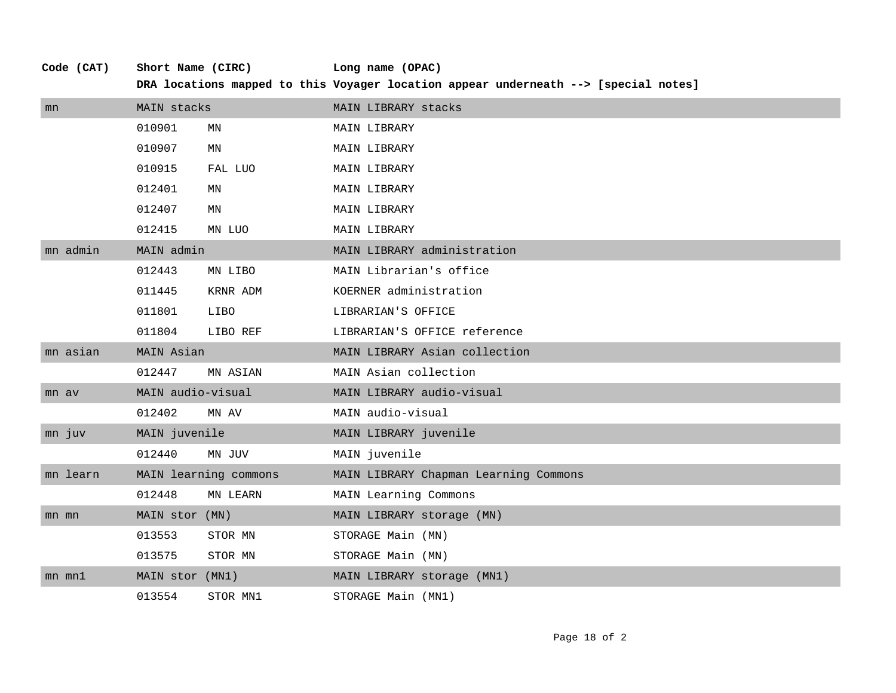| Code (CAT) | Short Name (CIRC) | | Long name (OPAC) |
|---|---|---|---|
| | **DRA locations mapped to this Voyager location appear underneath --> [special notes]** | | |
| mn | MAIN stacks | | MAIN LIBRARY stacks |
| | 010901 | MN | MAIN LIBRARY |
| | 010907 | MN | MAIN LIBRARY |
| | 010915 | FAL LUO | MAIN LIBRARY |
| | 012401 | MN | MAIN LIBRARY |
| | 012407 | MN | MAIN LIBRARY |
| | 012415 | MN LUO | MAIN LIBRARY |
| mn admin | MAIN admin | | MAIN LIBRARY administration |
| | 012443 | MN LIBO | MAIN Librarian's office |
| | 011445 | KRNR ADM | KOERNER administration |
| | 011801 | LIBO | LIBRARIAN'S OFFICE |
| | 011804 | LIBO REF | LIBRARIAN'S OFFICE reference |
| mn asian | MAIN Asian | | MAIN LIBRARY Asian collection |
| | 012447 | MN ASIAN | MAIN Asian collection |
| mn av | MAIN audio-visual | | MAIN LIBRARY audio-visual |
| | 012402 | MN AV | MAIN audio-visual |
| mn juv | MAIN juvenile | | MAIN LIBRARY juvenile |
| | 012440 | MN JUV | MAIN juvenile |
| mn learn | MAIN learning commons | | MAIN LIBRARY Chapman Learning Commons |
| | 012448 | MN LEARN | MAIN Learning Commons |
| mn mn | MAIN stor (MN) | | MAIN LIBRARY storage (MN) |
| | 013553 | STOR MN | STORAGE Main (MN) |
| | 013575 | STOR MN | STORAGE Main (MN) |
| mn mn1 | MAIN stor (MN1) | | MAIN LIBRARY storage (MN1) |
| | 013554 | STOR MN1 | STORAGE Main (MN1) |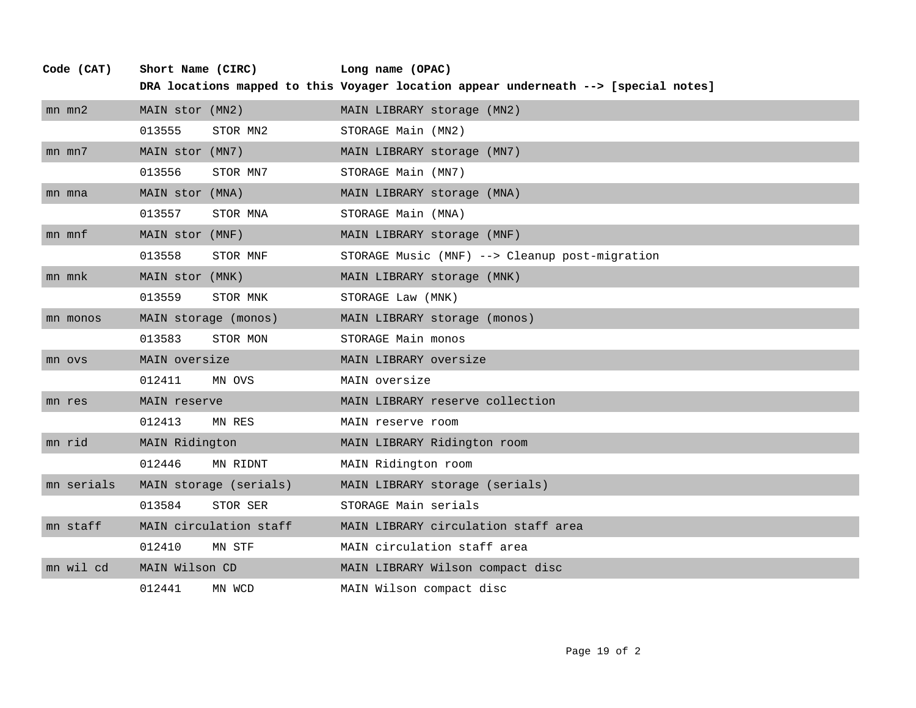| Code (CAT) | Short Name (CIRC) | | Long name (OPAC) |
|---|---|---|---|
| | **DRA locations mapped to this Voyager location appear underneath --> [special notes]** | | |
| mn mn2 | MAIN stor (MN2) | | MAIN LIBRARY storage (MN2) |
| | 013555 | STOR MN2 | STORAGE Main (MN2) |
| mn mn7 | MAIN stor (MN7) | | MAIN LIBRARY storage (MN7) |
| | 013556 | STOR MN7 | STORAGE Main (MN7) |
| mn mna | MAIN stor (MNA) | | MAIN LIBRARY storage (MNA) |
| | 013557 | STOR MNA | STORAGE Main (MNA) |
| mn mnf | MAIN stor (MNF) | | MAIN LIBRARY storage (MNF) |
| | 013558 | STOR MNF | STORAGE Music (MNF) --> Cleanup post-migration |
| mn mnk | MAIN stor (MNK) | | MAIN LIBRARY storage (MNK) |
| | 013559 | STOR MNK | STORAGE Law (MNK) |
| mn monos | MAIN storage (monos) | | MAIN LIBRARY storage (monos) |
| | 013583 | STOR MON | STORAGE Main monos |
| mn ovs | MAIN oversize | | MAIN LIBRARY oversize |
| | 012411 | MN OVS | MAIN oversize |
| mn res | MAIN reserve | | MAIN LIBRARY reserve collection |
| | 012413 | MN RES | MAIN reserve room |
| mn rid | MAIN Ridington | | MAIN LIBRARY Ridington room |
| | 012446 | MN RIDNT | MAIN Ridington room |
| mn serials | MAIN storage (serials) | | MAIN LIBRARY storage (serials) |
| | 013584 | STOR SER | STORAGE Main serials |
| mn staff | MAIN circulation staff | | MAIN LIBRARY circulation staff area |
| | 012410 | MN STF | MAIN circulation staff area |
| mn wil cd | MAIN Wilson CD | | MAIN LIBRARY Wilson compact disc |
| | 012441 | MN WCD | MAIN Wilson compact disc |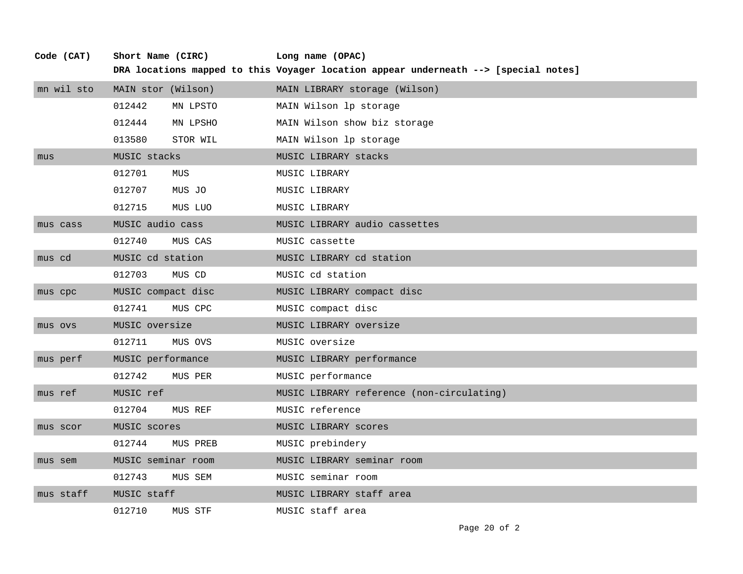| Code (CAT) | Short Name (CIRC) | | Long name (OPAC) |
|---|---|---|---|
| | **DRA locations mapped to this Voyager location appear underneath --> [special notes]** | | |
| mn wil sto | MAIN stor (Wilson) | | MAIN LIBRARY storage (Wilson) |
| | 012442 | MN LPSTO | MAIN Wilson lp storage |
| | 012444 | MN LPSHO | MAIN Wilson show biz storage |
| | 013580 | STOR WIL | MAIN Wilson lp storage |
| mus | MUSIC stacks | | MUSIC LIBRARY stacks |
| | 012701 | MUS | MUSIC LIBRARY |
| | 012707 | MUS JO | MUSIC LIBRARY |
| | 012715 | MUS LUO | MUSIC LIBRARY |
| mus cass | MUSIC audio cass | | MUSIC LIBRARY audio cassettes |
| | 012740 | MUS CAS | MUSIC cassette |
| mus cd | MUSIC cd station | | MUSIC LIBRARY cd station |
| | 012703 | MUS CD | MUSIC cd station |
| mus cpc | MUSIC compact disc | | MUSIC LIBRARY compact disc |
| | 012741 | MUS CPC | MUSIC compact disc |
| mus ovs | MUSIC oversize | | MUSIC LIBRARY oversize |
| | 012711 | MUS OVS | MUSIC oversize |
| mus perf | MUSIC performance | | MUSIC LIBRARY performance |
| | 012742 | MUS PER | MUSIC performance |
| mus ref | MUSIC ref | | MUSIC LIBRARY reference (non-circulating) |
| | 012704 | MUS REF | MUSIC reference |
| mus scor | MUSIC scores | | MUSIC LIBRARY scores |
| | 012744 | MUS PREB | MUSIC prebindery |
| mus sem | MUSIC seminar room | | MUSIC LIBRARY seminar room |
| | 012743 | MUS SEM | MUSIC seminar room |
| mus staff | MUSIC staff | | MUSIC LIBRARY staff area |
| | 012710 | MUS STF | MUSIC staff area |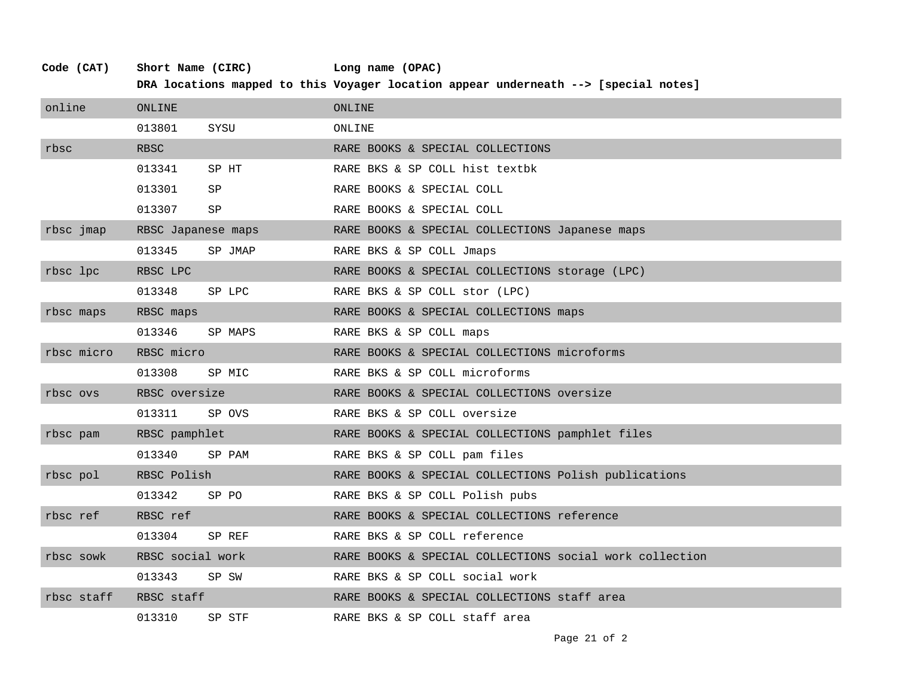| Code (CAT) | Short Name (CIRC) | | Long name (OPAC) |
|---|---|---|---|
| | **DRA locations mapped to this Voyager location appear underneath --> [special notes]** | | |
| online | ONLINE | | ONLINE |
| | 013801 | SYSU | ONLINE |
| rbsc | RBSC | | RARE BOOKS & SPECIAL COLLECTIONS |
| | 013341 | SP HT | RARE BKS & SP COLL hist textbk |
| | 013301 | SP | RARE BOOKS & SPECIAL COLL |
| | 013307 | SP | RARE BOOKS & SPECIAL COLL |
| rbsc jmap | RBSC Japanese maps | | RARE BOOKS & SPECIAL COLLECTIONS Japanese maps |
| | 013345 | SP JMAP | RARE BKS & SP COLL Jmaps |
| rbsc lpc | RBSC LPC | | RARE BOOKS & SPECIAL COLLECTIONS storage (LPC) |
| | 013348 | SP LPC | RARE BKS & SP COLL stor (LPC) |
| rbsc maps | RBSC maps | | RARE BOOKS & SPECIAL COLLECTIONS maps |
| | 013346 | SP MAPS | RARE BKS & SP COLL maps |
| rbsc micro | RBSC micro | | RARE BOOKS & SPECIAL COLLECTIONS microforms |
| | 013308 | SP MIC | RARE BKS & SP COLL microforms |
| rbsc ovs | RBSC oversize | | RARE BOOKS & SPECIAL COLLECTIONS oversize |
| | 013311 | SP OVS | RARE BKS & SP COLL oversize |
| rbsc pam | RBSC pamphlet | | RARE BOOKS & SPECIAL COLLECTIONS pamphlet files |
| | 013340 | SP PAM | RARE BKS & SP COLL pam files |
| rbsc pol | RBSC Polish | | RARE BOOKS & SPECIAL COLLECTIONS Polish publications |
| | 013342 | SP PO | RARE BKS & SP COLL Polish pubs |
| rbsc ref | RBSC ref | | RARE BOOKS & SPECIAL COLLECTIONS reference |
| | 013304 | SP REF | RARE BKS & SP COLL reference |
| rbsc sowk | RBSC social work | | RARE BOOKS & SPECIAL COLLECTIONS social work collection |
| | 013343 | SP SW | RARE BKS & SP COLL social work |
| rbsc staff | RBSC staff | | RARE BOOKS & SPECIAL COLLECTIONS staff area |
| | 013310 | SP STF | RARE BKS & SP COLL staff area |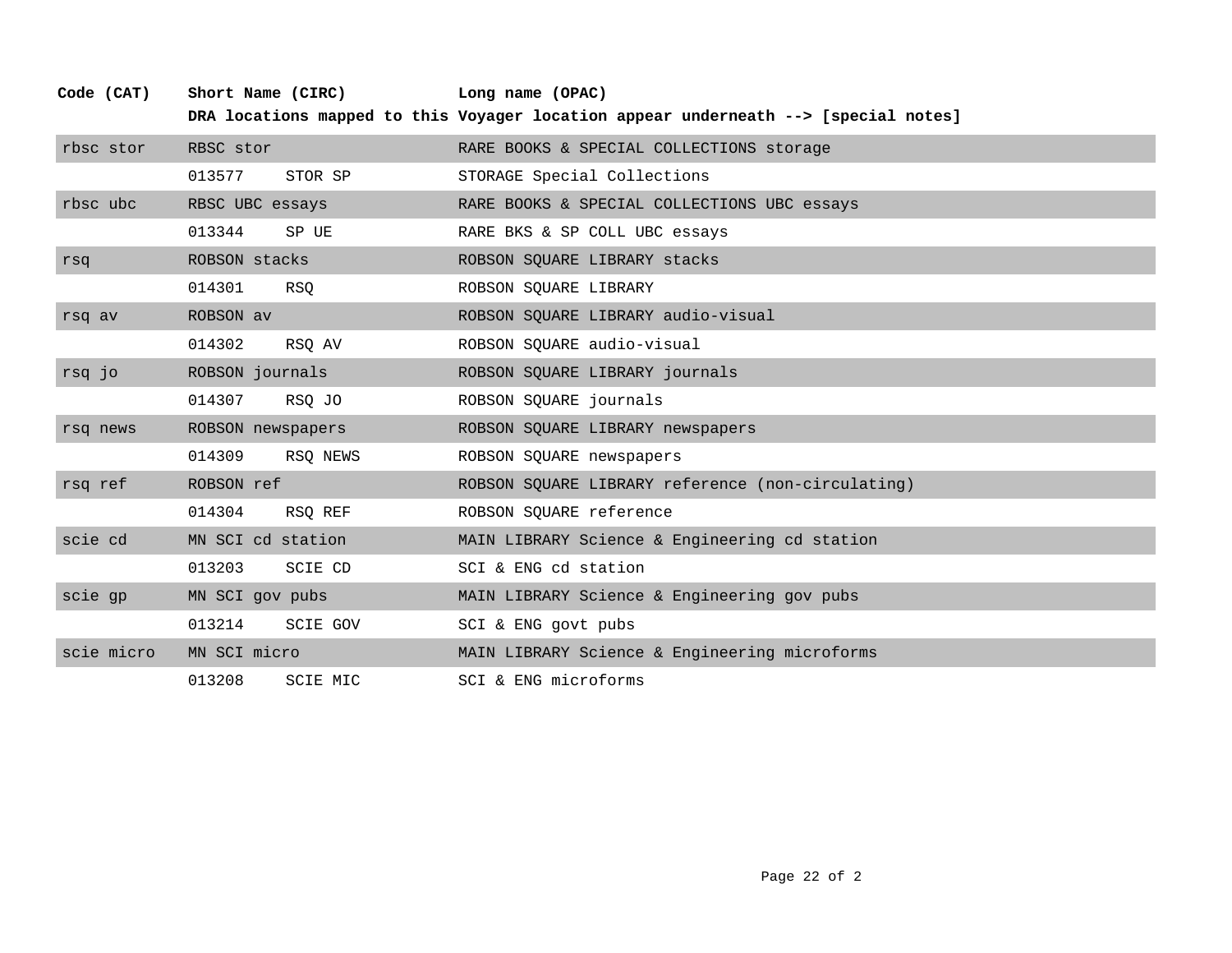| Code (CAT) | Short Name (CIRC) | | Long name (OPAC) |
| --- | --- | --- | --- |
| | **DRA locations mapped to this Voyager location appear underneath --> [special notes]** | | |
| rbsc stor | RBSC stor | | RARE BOOKS & SPECIAL COLLECTIONS storage |
| | 013577 | STOR SP | STORAGE Special Collections |
| rbsc ubc | RBSC UBC essays | | RARE BOOKS & SPECIAL COLLECTIONS UBC essays |
| | 013344 | SP UE | RARE BKS & SP COLL UBC essays |
| rsq | ROBSON stacks | | ROBSON SQUARE LIBRARY stacks |
| | 014301 | RSQ | ROBSON SQUARE LIBRARY |
| rsq av | ROBSON av | | ROBSON SQUARE LIBRARY audio-visual |
| | 014302 | RSQ AV | ROBSON SQUARE audio-visual |
| rsq jo | ROBSON journals | | ROBSON SQUARE LIBRARY journals |
| | 014307 | RSQ JO | ROBSON SQUARE journals |
| rsq news | ROBSON newspapers | | ROBSON SQUARE LIBRARY newspapers |
| | 014309 | RSQ NEWS | ROBSON SQUARE newspapers |
| rsq ref | ROBSON ref | | ROBSON SQUARE LIBRARY reference (non-circulating) |
| | 014304 | RSQ REF | ROBSON SQUARE reference |
| scie cd | MN SCI cd station | | MAIN LIBRARY Science & Engineering cd station |
| | 013203 | SCIE CD | SCI & ENG cd station |
| scie gp | MN SCI gov pubs | | MAIN LIBRARY Science & Engineering gov pubs |
| | 013214 | SCIE GOV | SCI & ENG govt pubs |
| scie micro | MN SCI micro | | MAIN LIBRARY Science & Engineering microforms |
| | 013208 | SCIE MIC | SCI & ENG microforms |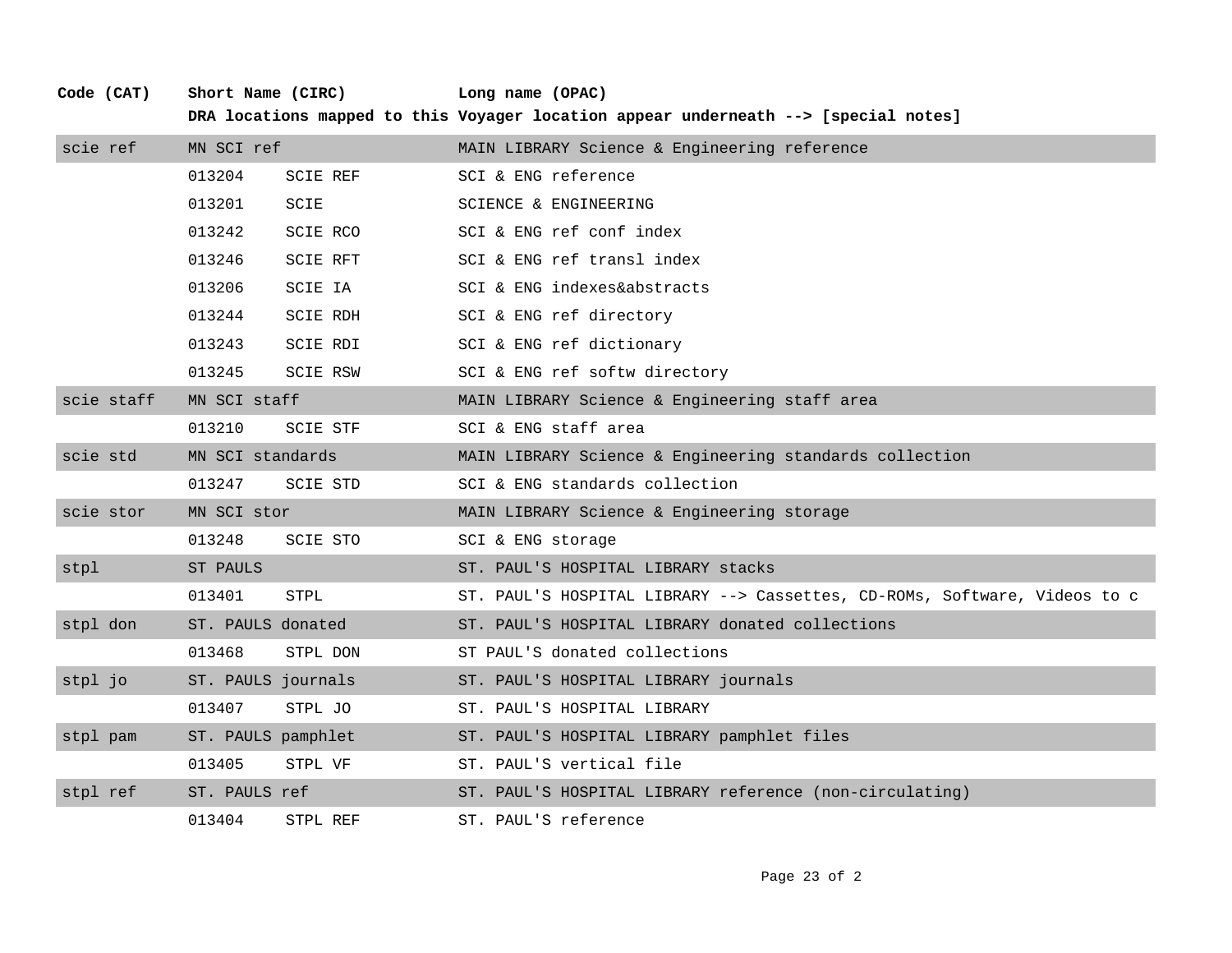| Code (CAT) | Short Name (CIRC) | | Long name (OPAC) |
| --- | --- | --- | --- |
| | **DRA locations mapped to this Voyager location appear underneath --> [special notes]** | | |
| scie ref | MN SCI ref | | MAIN LIBRARY Science & Engineering reference |
| | 013204 | SCIE REF | SCI & ENG reference |
| | 013201 | SCIE | SCIENCE & ENGINEERING |
| | 013242 | SCIE RCO | SCI & ENG ref conf index |
| | 013246 | SCIE RFT | SCI & ENG ref transl index |
| | 013206 | SCIE IA | SCI & ENG indexes&abstracts |
| | 013244 | SCIE RDH | SCI & ENG ref directory |
| | 013243 | SCIE RDI | SCI & ENG ref dictionary |
| | 013245 | SCIE RSW | SCI & ENG ref softw directory |
| scie staff | MN SCI staff | | MAIN LIBRARY Science & Engineering staff area |
| | 013210 | SCIE STF | SCI & ENG staff area |
| scie std | MN SCI standards | | MAIN LIBRARY Science & Engineering standards collection |
| | 013247 | SCIE STD | SCI & ENG standards collection |
| scie stor | MN SCI stor | | MAIN LIBRARY Science & Engineering storage |
| | 013248 | SCIE STO | SCI & ENG storage |
| stpl | ST PAULS | | ST. PAUL'S HOSPITAL LIBRARY stacks |
| | 013401 | STPL | ST. PAUL'S HOSPITAL LIBRARY --> Cassettes, CD-ROMs, Software, Videos to c |
| stpl don | ST. PAULS donated | | ST. PAUL'S HOSPITAL LIBRARY donated collections |
| | 013468 | STPL DON | ST PAUL'S donated collections |
| stpl jo | ST. PAULS journals | | ST. PAUL'S HOSPITAL LIBRARY journals |
| | 013407 | STPL JO | ST. PAUL'S HOSPITAL LIBRARY |
| stpl pam | ST. PAULS pamphlet | | ST. PAUL'S HOSPITAL LIBRARY pamphlet files |
| | 013405 | STPL VF | ST. PAUL'S vertical file |
| stpl ref | ST. PAULS ref | | ST. PAUL'S HOSPITAL LIBRARY reference (non-circulating) |
| | 013404 | STPL REF | ST. PAUL'S reference |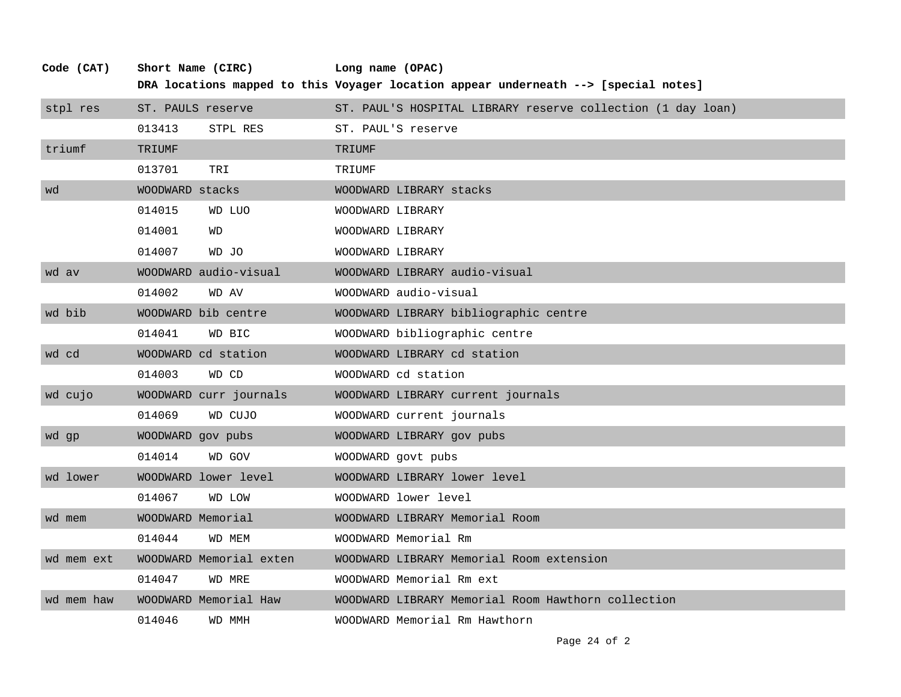| Code (CAT) | Short Name (CIRC) | | Long name (OPAC) |
|---|---|---|---|
| | **DRA locations mapped to this Voyager location appear underneath --> [special notes]** | | |
| stpl res | ST. PAULS reserve | | ST. PAUL'S HOSPITAL LIBRARY reserve collection (1 day loan) |
| | 013413 | STPL RES | ST. PAUL'S reserve |
| triumf | TRIUMF | | TRIUMF |
| | 013701 | TRI | TRIUMF |
| wd | WOODWARD stacks | | WOODWARD LIBRARY stacks |
| | 014015 | WD LUO | WOODWARD LIBRARY |
| | 014001 | WD | WOODWARD LIBRARY |
| | 014007 | WD JO | WOODWARD LIBRARY |
| wd av | WOODWARD audio-visual | | WOODWARD LIBRARY audio-visual |
| | 014002 | WD AV | WOODWARD audio-visual |
| wd bib | WOODWARD bib centre | | WOODWARD LIBRARY bibliographic centre |
| | 014041 | WD BIC | WOODWARD bibliographic centre |
| wd cd | WOODWARD cd station | | WOODWARD LIBRARY cd station |
| | 014003 | WD CD | WOODWARD cd station |
| wd cujo | WOODWARD curr journals | | WOODWARD LIBRARY current journals |
| | 014069 | WD CUJO | WOODWARD current journals |
| wd gp | WOODWARD gov pubs | | WOODWARD LIBRARY gov pubs |
| | 014014 | WD GOV | WOODWARD govt pubs |
| wd lower | WOODWARD lower level | | WOODWARD LIBRARY lower level |
| | 014067 | WD LOW | WOODWARD lower level |
| wd mem | WOODWARD Memorial | | WOODWARD LIBRARY Memorial Room |
| | 014044 | WD MEM | WOODWARD Memorial Rm |
| wd mem ext | WOODWARD Memorial exten | | WOODWARD LIBRARY Memorial Room extension |
| | 014047 | WD MRE | WOODWARD Memorial Rm ext |
| wd mem haw | WOODWARD Memorial Haw | | WOODWARD LIBRARY Memorial Room Hawthorn collection |
| | 014046 | WD MMH | WOODWARD Memorial Rm Hawthorn |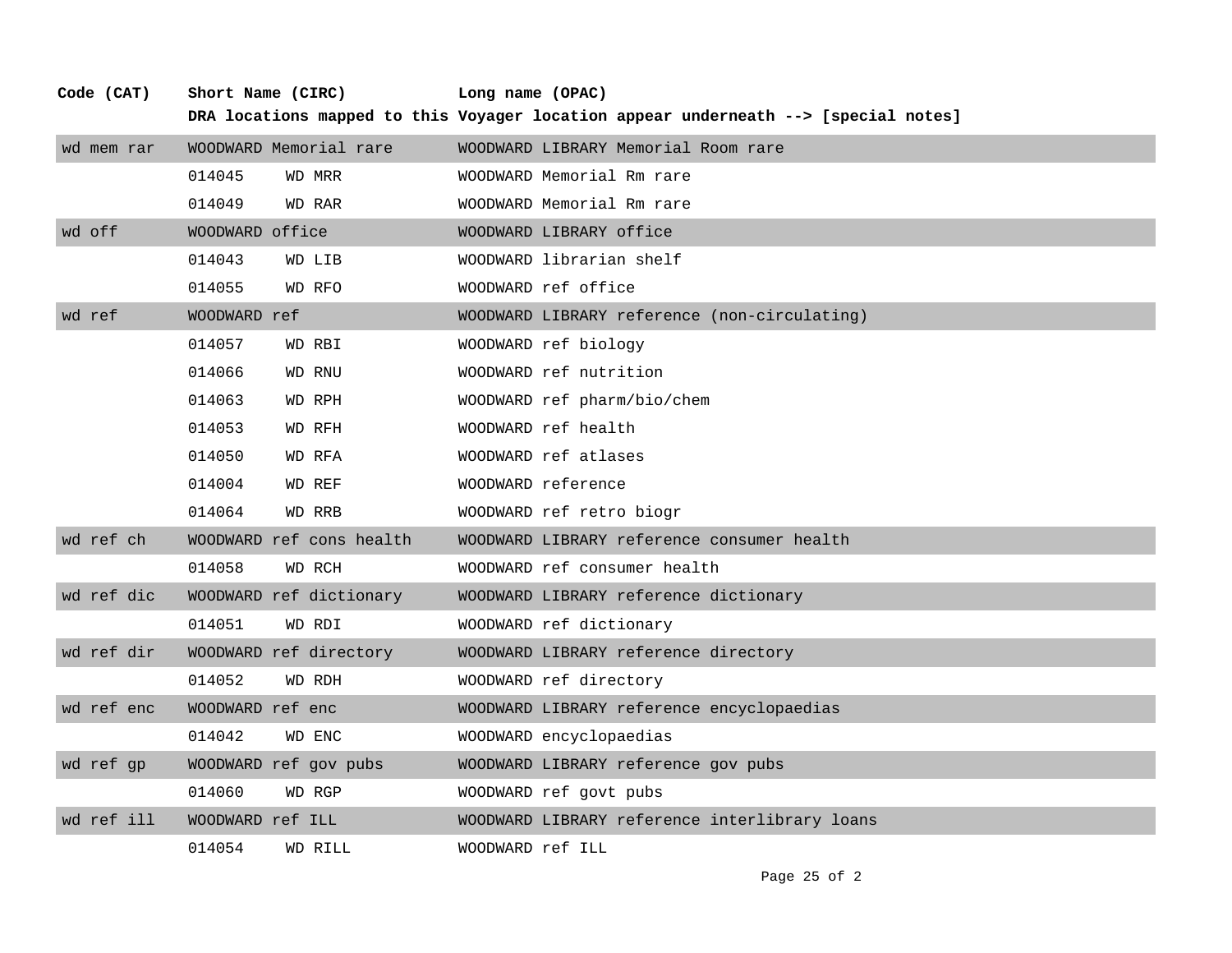| Code (CAT) | Short Name (CIRC) | | Long name (OPAC) |
|---|---|---|---|
| | **DRA locations mapped to this Voyager location appear underneath --> [special notes]** | | |
| wd mem rar | WOODWARD Memorial rare | | WOODWARD LIBRARY Memorial Room rare |
| | 014045 | WD MRR | WOODWARD Memorial Rm rare |
| | 014049 | WD RAR | WOODWARD Memorial Rm rare |
| wd off | WOODWARD office | | WOODWARD LIBRARY office |
| | 014043 | WD LIB | WOODWARD librarian shelf |
| | 014055 | WD RFO | WOODWARD ref office |
| wd ref | WOODWARD ref | | WOODWARD LIBRARY reference (non-circulating) |
| | 014057 | WD RBI | WOODWARD ref biology |
| | 014066 | WD RNU | WOODWARD ref nutrition |
| | 014063 | WD RPH | WOODWARD ref pharm/bio/chem |
| | 014053 | WD RFH | WOODWARD ref health |
| | 014050 | WD RFA | WOODWARD ref atlases |
| | 014004 | WD REF | WOODWARD reference |
| | 014064 | WD RRB | WOODWARD ref retro biogr |
| wd ref ch | WOODWARD ref cons health | | WOODWARD LIBRARY reference consumer health |
| | 014058 | WD RCH | WOODWARD ref consumer health |
| wd ref dic | WOODWARD ref dictionary | | WOODWARD LIBRARY reference dictionary |
| | 014051 | WD RDI | WOODWARD ref dictionary |
| wd ref dir | WOODWARD ref directory | | WOODWARD LIBRARY reference directory |
| | 014052 | WD RDH | WOODWARD ref directory |
| wd ref enc | WOODWARD ref enc | | WOODWARD LIBRARY reference encyclopaedias |
| | 014042 | WD ENC | WOODWARD encyclopaedias |
| wd ref gp | WOODWARD ref gov pubs | | WOODWARD LIBRARY reference gov pubs |
| | 014060 | WD RGP | WOODWARD ref govt pubs |
| wd ref ill | WOODWARD ref ILL | | WOODWARD LIBRARY reference interlibrary loans |
| | 014054 | WD RILL | WOODWARD ref ILL |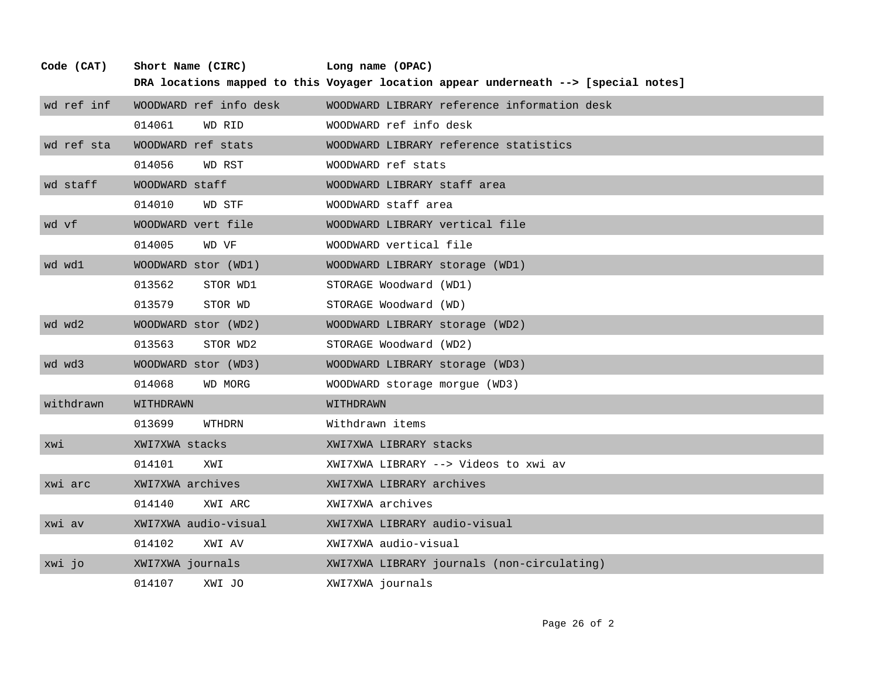| Code (CAT) | Short Name (CIRC) | | Long name (OPAC) |
|---|---|---|---|
| | **DRA locations mapped to this Voyager location appear underneath --> [special notes]** | | |
| wd ref inf | WOODWARD ref info desk | | WOODWARD LIBRARY reference information desk |
| | 014061 | WD RID | WOODWARD ref info desk |
| wd ref sta | WOODWARD ref stats | | WOODWARD LIBRARY reference statistics |
| | 014056 | WD RST | WOODWARD ref stats |
| wd staff | WOODWARD staff | | WOODWARD LIBRARY staff area |
| | 014010 | WD STF | WOODWARD staff area |
| wd vf | WOODWARD vert file | | WOODWARD LIBRARY vertical file |
| | 014005 | WD VF | WOODWARD vertical file |
| wd wd1 | WOODWARD stor (WD1) | | WOODWARD LIBRARY storage (WD1) |
| | 013562 | STOR WD1 | STORAGE Woodward (WD1) |
| | 013579 | STOR WD | STORAGE Woodward (WD) |
| wd wd2 | WOODWARD stor (WD2) | | WOODWARD LIBRARY storage (WD2) |
| | 013563 | STOR WD2 | STORAGE Woodward (WD2) |
| wd wd3 | WOODWARD stor (WD3) | | WOODWARD LIBRARY storage (WD3) |
| | 014068 | WD MORG | WOODWARD storage morgue (WD3) |
| withdrawn | WITHDRAWN | | WITHDRAWN |
| | 013699 | WTHDRN | Withdrawn items |
| xwi | XWI7XWA stacks | | XWI7XWA LIBRARY stacks |
| | 014101 | XWI | XWI7XWA LIBRARY --> Videos to xwi av |
| xwi arc | XWI7XWA archives | | XWI7XWA LIBRARY archives |
| | 014140 | XWI ARC | XWI7XWA archives |
| xwi av | XWI7XWA audio-visual | | XWI7XWA LIBRARY audio-visual |
| | 014102 | XWI AV | XWI7XWA audio-visual |
| xwi jo | XWI7XWA journals | | XWI7XWA LIBRARY journals (non-circulating) |
| | 014107 | XWI JO | XWI7XWA journals |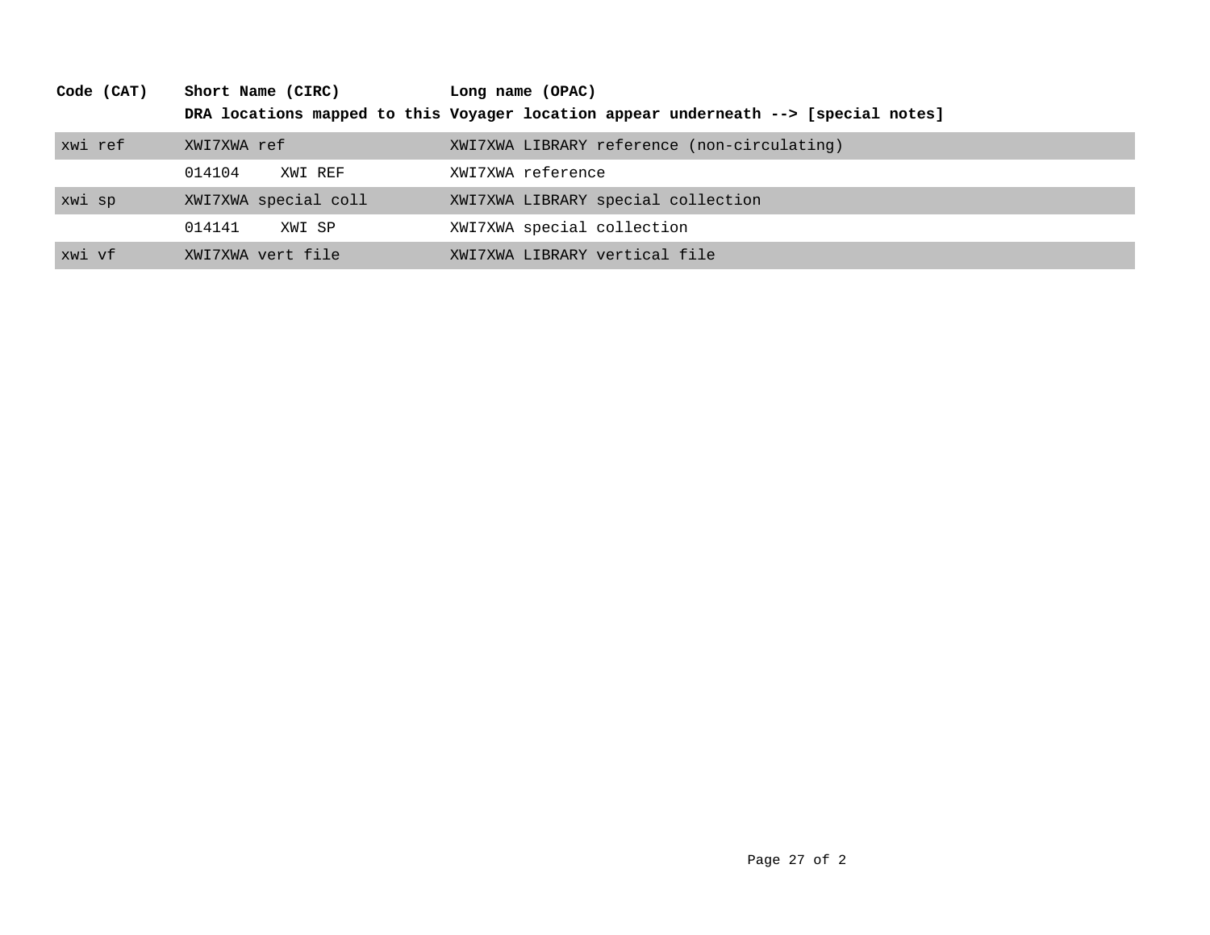| Code (CAT) | Short Name (CIRC) | Long name (OPAC) |
|---|---|---|
| | **DRA locations mapped to this Voyager location appear underneath --> [special notes]** | |
| xwi ref | XWI7XWA ref | XWI7XWA LIBRARY reference (non-circulating) |
| | 014104 XWI REF | XWI7XWA reference |
| xwi sp | XWI7XWA special coll | XWI7XWA LIBRARY special collection |
| | 014141 XWI SP | XWI7XWA special collection |
| xwi vf | XWI7XWA vert file | XWI7XWA LIBRARY vertical file |